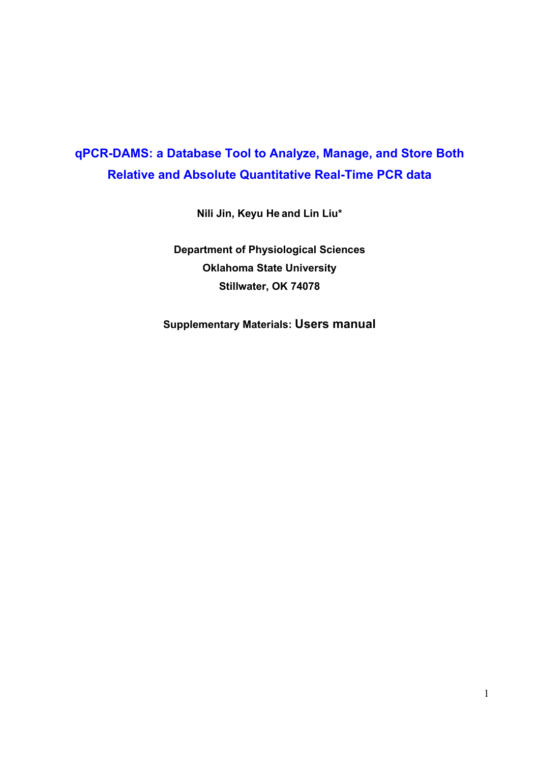# qPCR-DAMS: a Database Tool to Analyze, Manage, and Store Both Relative and Absolute Quantitative Real-Time PCR data

**Nili Jin, Keyu He and Lin Liu***

**Department of Physiological Sciences**
**Oklahoma State University**
**Stillwater, OK 74078**

**Supplementary Materials: Users manual**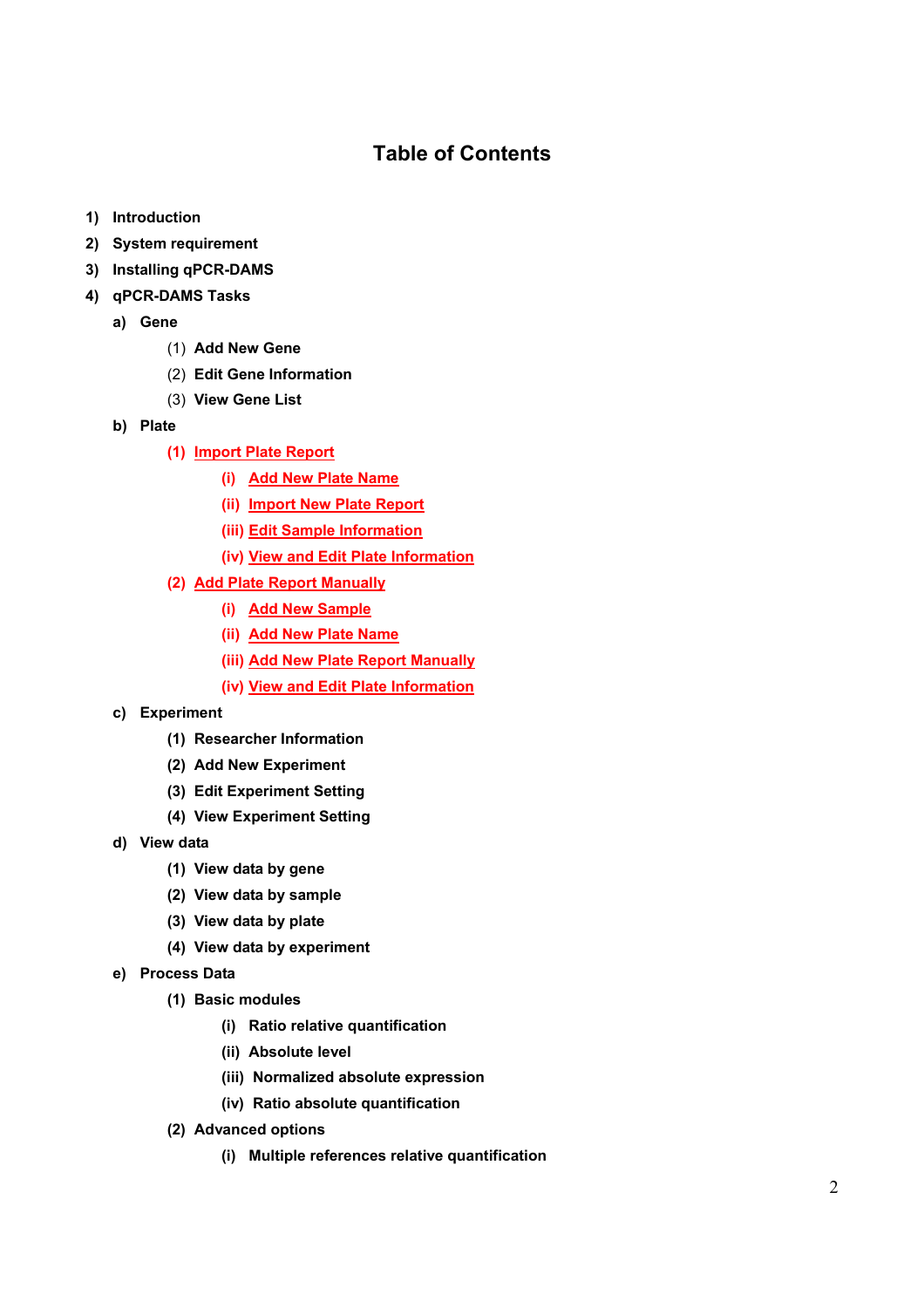# Table of Contents

1) Introduction
2) System requirement
3) Installing qPCR-DAMS
4) qPCR-DAMS Tasks
   a) Gene
      (1) Add New Gene
      (2) Edit Gene Information
      (3) View Gene List
   b) Plate
      (1) Import Plate Report
         (i) Add New Plate Name
         (ii) Import New Plate Report
         (iii) Edit Sample Information
         (iv) View and Edit Plate Information
      (2) Add Plate Report Manually
         (i) Add New Sample
         (ii) Add New Plate Name
         (iii) Add New Plate Report Manually
         (iv) View and Edit Plate Information
   c) Experiment
      (1) Researcher Information
      (2) Add New Experiment
      (3) Edit Experiment Setting
      (4) View Experiment Setting
   d) View data
      (1) View data by gene
      (2) View data by sample
      (3) View data by plate
      (4) View data by experiment
   e) Process Data
      (1) Basic modules
         (i) Ratio relative quantification
         (ii) Absolute level
         (iii) Normalized absolute expression
         (iv) Ratio absolute quantification
      (2) Advanced options
         (i) Multiple references relative quantification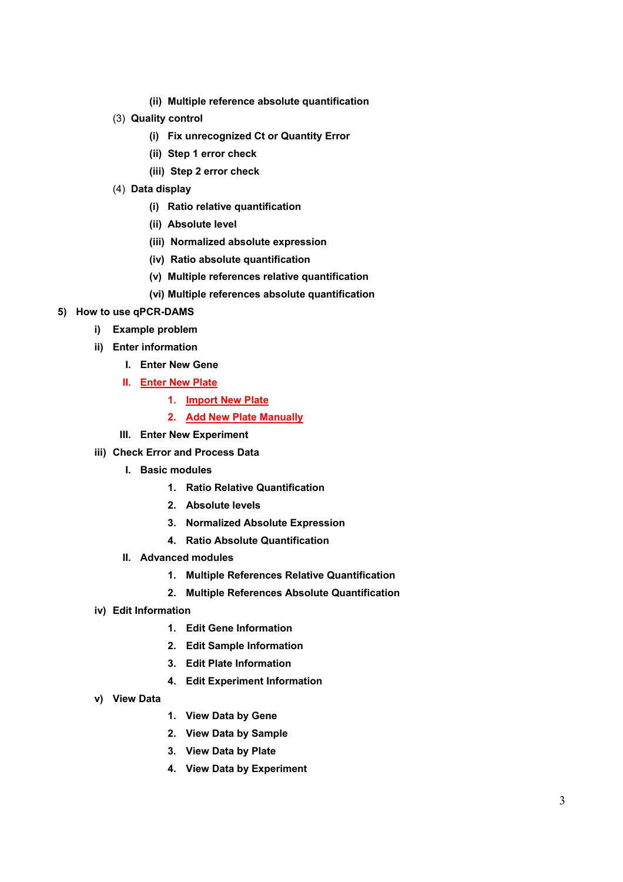- **(ii) Multiple reference absolute quantification**

(3) **Quality control**

- **(i) Fix unrecognized Ct or Quantity Error**
- **(ii) Step 1 error check**
- **(iii) Step 2 error check**

(4) **Data display**

- **(i) Ratio relative quantification**
- **(ii) Absolute level**
- **(iii) Normalized absolute expression**
- **(iv) Ratio absolute quantification**
- **(v) Multiple references relative quantification**
- **(vi) Multiple references absolute quantification**

**5) How to use qPCR-DAMS**

- **i) Example problem**
- **ii) Enter information**
  - **I. Enter New Gene**
  - **II. Enter New Plate**
    - **1. Import New Plate**
    - **2. Add New Plate Manually**
  - **III. Enter New Experiment**
- **iii) Check Error and Process Data**
  - **I. Basic modules**
    - **1. Ratio Relative Quantification**
    - **2. Absolute levels**
    - **3. Normalized Absolute Expression**
    - **4. Ratio Absolute Quantification**
  - **II. Advanced modules**
    - **1. Multiple References Relative Quantification**
    - **2. Multiple References Absolute Quantification**
- **iv) Edit Information**
  - **1. Edit Gene Information**
  - **2. Edit Sample Information**
  - **3. Edit Plate Information**
  - **4. Edit Experiment Information**
- **v) View Data**
  - **1. View Data by Gene**
  - **2. View Data by Sample**
  - **3. View Data by Plate**
  - **4. View Data by Experiment**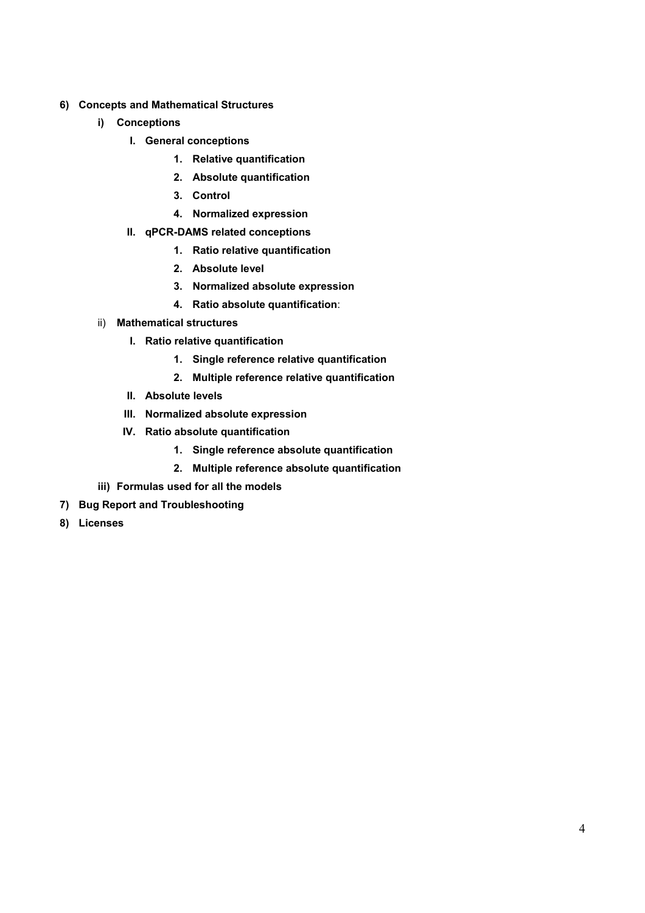6) **Concepts and Mathematical Structures**
   - i) **Conceptions**
     - I. **General conceptions**
       1. **Relative quantification**
       2. **Absolute quantification**
       3. **Control**
       4. **Normalized expression**
     - II. **qPCR-DAMS related conceptions**
       1. **Ratio relative quantification**
       2. **Absolute level**
       3. **Normalized absolute expression**
       4. **Ratio absolute quantification**:
   - ii) **Mathematical structures**
     - I. **Ratio relative quantification**
       1. **Single reference relative quantification**
       2. **Multiple reference relative quantification**
     - II. **Absolute levels**
     - III. **Normalized absolute expression**
     - IV. **Ratio absolute quantification**
       1. **Single reference absolute quantification**
       2. **Multiple reference absolute quantification**
   - iii) **Formulas used for all the models**
7) **Bug Report and Troubleshooting**
8) **Licenses**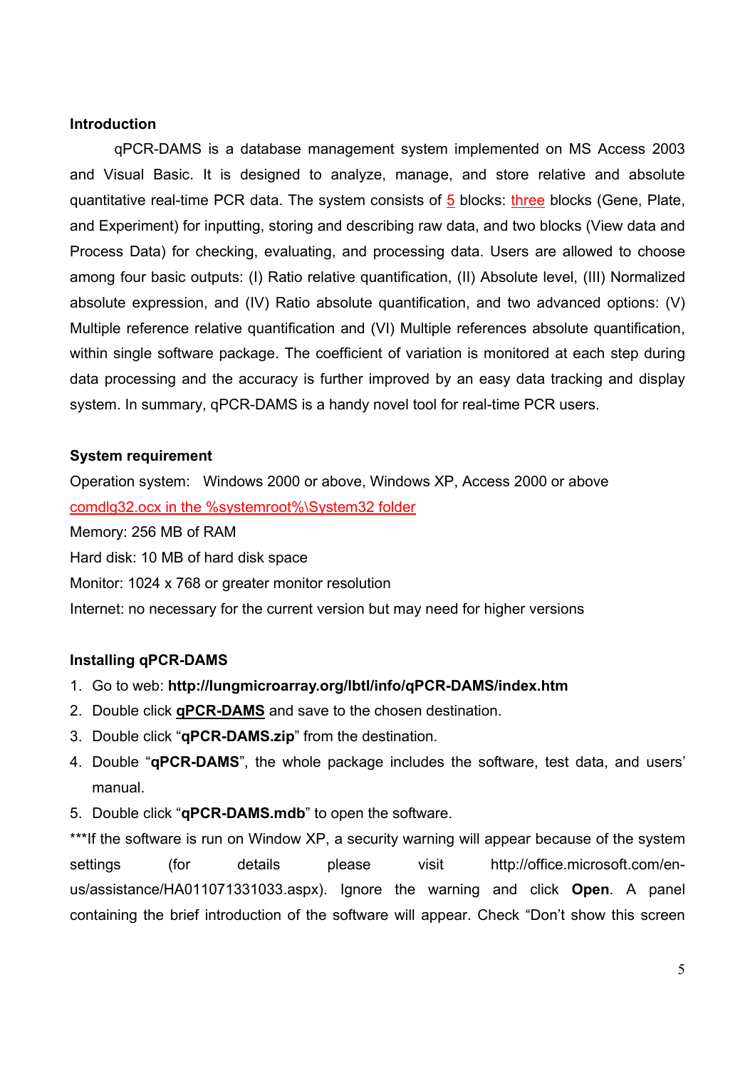### Introduction

qPCR-DAMS is a database management system implemented on MS Access 2003 and Visual Basic. It is designed to analyze, manage, and store relative and absolute quantitative real-time PCR data. The system consists of 5 blocks: three blocks (Gene, Plate, and Experiment) for inputting, storing and describing raw data, and two blocks (View data and Process Data) for checking, evaluating, and processing data. Users are allowed to choose among four basic outputs: (I) Ratio relative quantification, (II) Absolute level, (III) Normalized absolute expression, and (IV) Ratio absolute quantification, and two advanced options: (V) Multiple reference relative quantification and (VI) Multiple references absolute quantification, within single software package. The coefficient of variation is monitored at each step during data processing and the accuracy is further improved by an easy data tracking and display system. In summary, qPCR-DAMS is a handy novel tool for real-time PCR users.

### System requirement

Operation system: Windows 2000 or above, Windows XP, Access 2000 or above

comdlg32.ocx in the %systemroot%\System32 folder

Memory: 256 MB of RAM

Hard disk: 10 MB of hard disk space

Monitor: 1024 x 768 or greater monitor resolution

Internet: no necessary for the current version but may need for higher versions

### Installing qPCR-DAMS

1. Go to web: **http://lungmicroarray.org/lbtl/info/qPCR-DAMS/index.htm**
2. Double click **qPCR-DAMS** and save to the chosen destination.
3. Double click "**qPCR-DAMS.zip**" from the destination.
4. Double "**qPCR-DAMS**", the whole package includes the software, test data, and users' manual.
5. Double click "**qPCR-DAMS.mdb**" to open the software.

***If the software is run on Window XP, a security warning will appear because of the system settings (for details please visit http://office.microsoft.com/en-us/assistance/HA011071331033.aspx). Ignore the warning and click **Open**. A panel containing the brief introduction of the software will appear. Check "Don't show this screen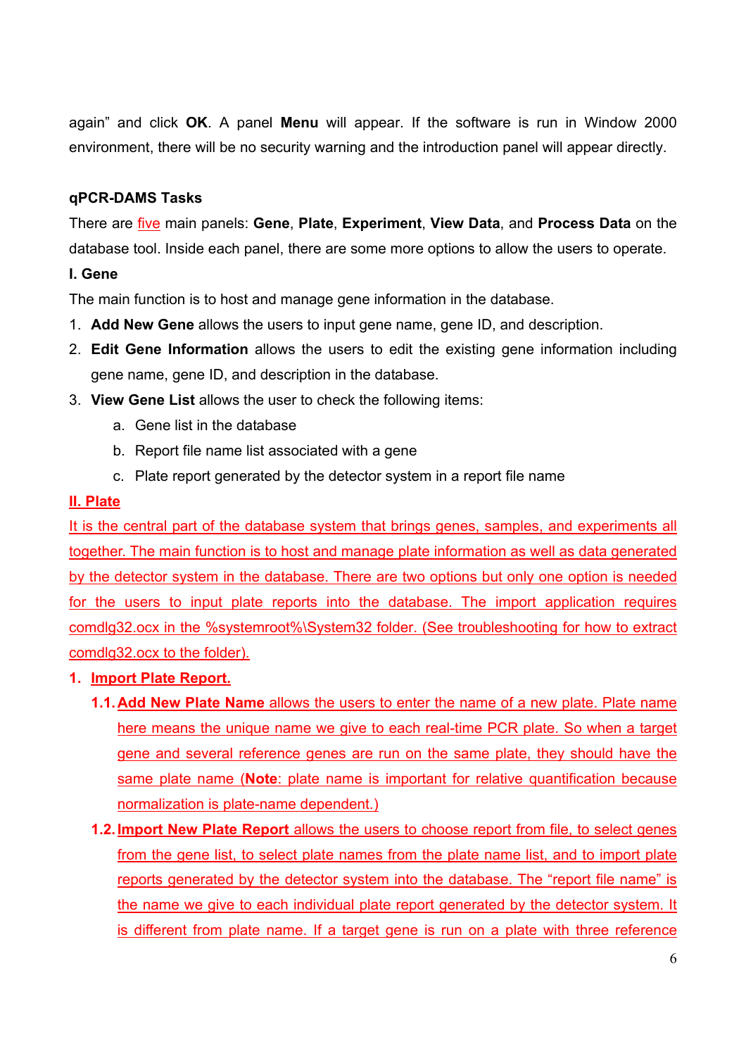again" and click **OK**. A panel **Menu** will appear. If the software is run in Window 2000 environment, there will be no security warning and the introduction panel will appear directly.

### qPCR-DAMS Tasks

There are five main panels: **Gene**, **Plate**, **Experiment**, **View Data**, and **Process Data** on the database tool. Inside each panel, there are some more options to allow the users to operate.

**I. Gene**

The main function is to host and manage gene information in the database.

1. **Add New Gene** allows the users to input gene name, gene ID, and description.
2. **Edit Gene Information** allows the users to edit the existing gene information including gene name, gene ID, and description in the database.
3. **View Gene List** allows the user to check the following items:
   a. Gene list in the database
   b. Report file name list associated with a gene
   c. Plate report generated by the detector system in a report file name

**II. Plate**

It is the central part of the database system that brings genes, samples, and experiments all together. The main function is to host and manage plate information as well as data generated by the detector system in the database. There are two options but only one option is needed for the users to input plate reports into the database. The import application requires comdlg32.ocx in the %systemroot%\System32 folder. (See troubleshooting for how to extract comdlg32.ocx to the folder).

1. **Import Plate Report.**
   1.1. **Add New Plate Name** allows the users to enter the name of a new plate. Plate name here means the unique name we give to each real-time PCR plate. So when a target gene and several reference genes are run on the same plate, they should have the same plate name (**Note**: plate name is important for relative quantification because normalization is plate-name dependent.)
   1.2. **Import New Plate Report** allows the users to choose report from file, to select genes from the gene list, to select plate names from the plate name list, and to import plate reports generated by the detector system into the database. The "report file name" is the name we give to each individual plate report generated by the detector system. It is different from plate name. If a target gene is run on a plate with three reference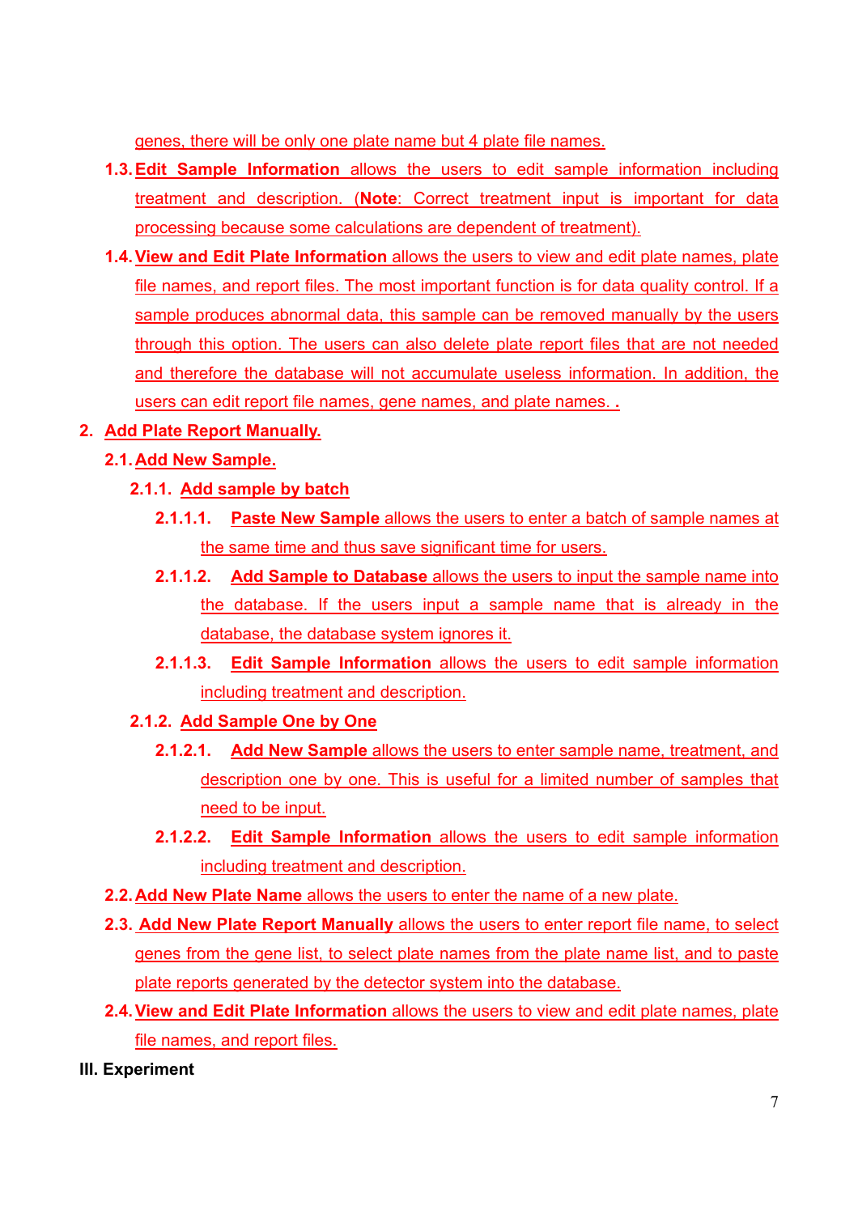genes, there will be only one plate name but 4 plate file names.

- 1.3. **Edit Sample Information** allows the users to edit sample information including treatment and description. (**Note**: Correct treatment input is important for data processing because some calculations are dependent of treatment).
- 1.4. **View and Edit Plate Information** allows the users to view and edit plate names, plate file names, and report files. The most important function is for data quality control. If a sample produces abnormal data, this sample can be removed manually by the users through this option. The users can also delete plate report files that are not needed and therefore the database will not accumulate useless information. In addition, the users can edit report file names, gene names, and plate names. **.**

2. **Add Plate Report Manually.**
   - 2.1. **Add New Sample.**
     - 2.1.1. **Add sample by batch**
       - 2.1.1.1. **Paste New Sample** allows the users to enter a batch of sample names at the same time and thus save significant time for users.
       - 2.1.1.2. **Add Sample to Database** allows the users to input the sample name into the database. If the users input a sample name that is already in the database, the database system ignores it.
       - 2.1.1.3. **Edit Sample Information** allows the users to edit sample information including treatment and description.
     - 2.1.2. **Add Sample One by One**
       - 2.1.2.1. **Add New Sample** allows the users to enter sample name, treatment, and description one by one. This is useful for a limited number of samples that need to be input.
       - 2.1.2.2. **Edit Sample Information** allows the users to edit sample information including treatment and description.
   - 2.2. **Add New Plate Name** allows the users to enter the name of a new plate.
   - 2.3. **Add New Plate Report Manually** allows the users to enter report file name, to select genes from the gene list, to select plate names from the plate name list, and to paste plate reports generated by the detector system into the database.
   - 2.4. **View and Edit Plate Information** allows the users to view and edit plate names, plate file names, and report files.

**III. Experiment**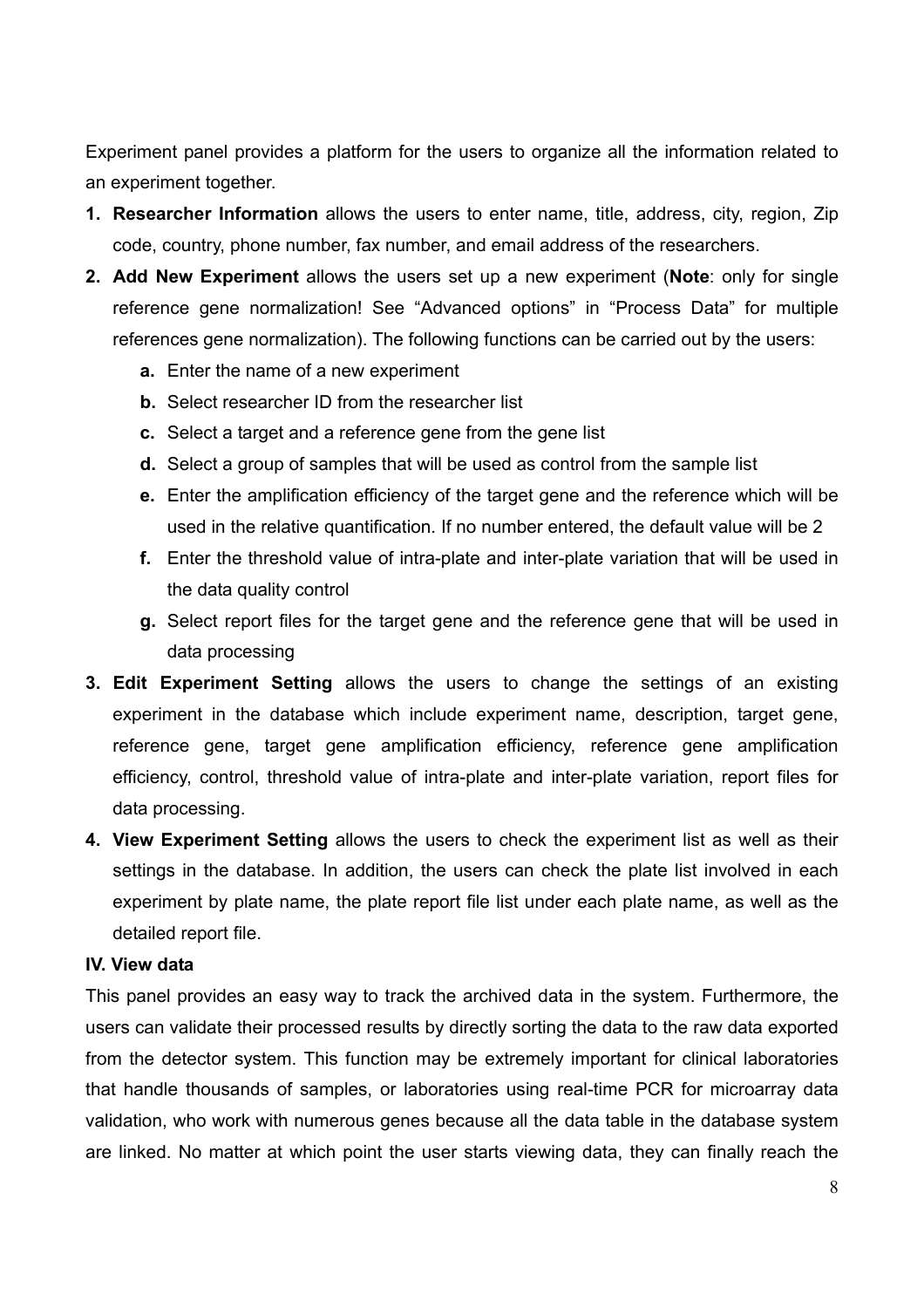Experiment panel provides a platform for the users to organize all the information related to an experiment together.

1. **Researcher Information** allows the users to enter name, title, address, city, region, Zip code, country, phone number, fax number, and email address of the researchers.
2. **Add New Experiment** allows the users set up a new experiment (**Note**: only for single reference gene normalization! See "Advanced options" in "Process Data" for multiple references gene normalization). The following functions can be carried out by the users:
   - **a.** Enter the name of a new experiment
   - **b.** Select researcher ID from the researcher list
   - **c.** Select a target and a reference gene from the gene list
   - **d.** Select a group of samples that will be used as control from the sample list
   - **e.** Enter the amplification efficiency of the target gene and the reference which will be used in the relative quantification. If no number entered, the default value will be 2
   - **f.** Enter the threshold value of intra-plate and inter-plate variation that will be used in the data quality control
   - **g.** Select report files for the target gene and the reference gene that will be used in data processing
3. **Edit Experiment Setting** allows the users to change the settings of an existing experiment in the database which include experiment name, description, target gene, reference gene, target gene amplification efficiency, reference gene amplification efficiency, control, threshold value of intra-plate and inter-plate variation, report files for data processing.
4. **View Experiment Setting** allows the users to check the experiment list as well as their settings in the database. In addition, the users can check the plate list involved in each experiment by plate name, the plate report file list under each plate name, as well as the detailed report file.

**IV. View data**

This panel provides an easy way to track the archived data in the system. Furthermore, the users can validate their processed results by directly sorting the data to the raw data exported from the detector system. This function may be extremely important for clinical laboratories that handle thousands of samples, or laboratories using real-time PCR for microarray data validation, who work with numerous genes because all the data table in the database system are linked. No matter at which point the user starts viewing data, they can finally reach the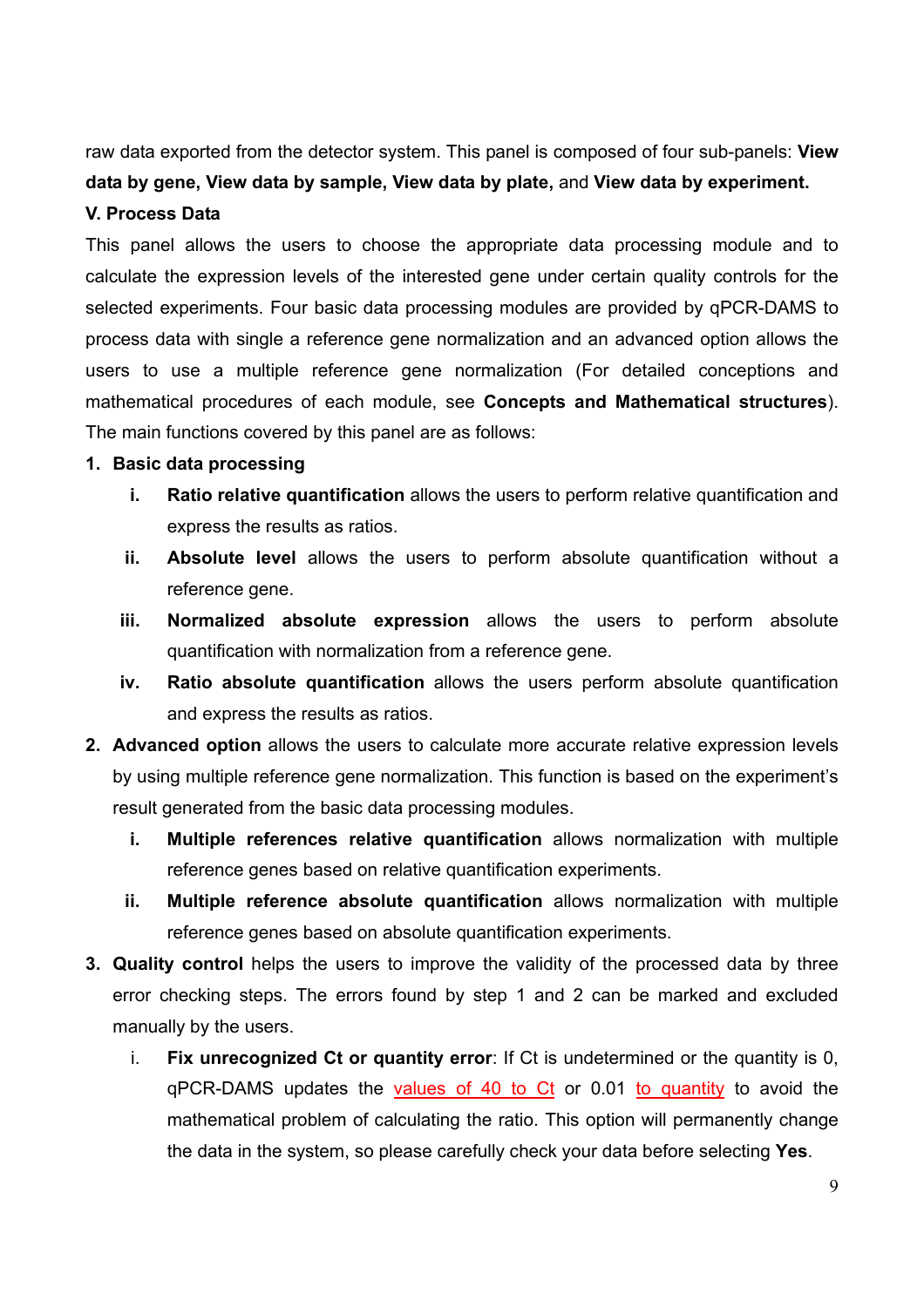raw data exported from the detector system. This panel is composed of four sub-panels: **View data by gene, View data by sample, View data by plate,** and **View data by experiment.**

**V. Process Data**

This panel allows the users to choose the appropriate data processing module and to calculate the expression levels of the interested gene under certain quality controls for the selected experiments. Four basic data processing modules are provided by qPCR-DAMS to process data with single a reference gene normalization and an advanced option allows the users to use a multiple reference gene normalization (For detailed conceptions and mathematical procedures of each module, see **Concepts and Mathematical structures**). The main functions covered by this panel are as follows:

1. **Basic data processing**
   i. **Ratio relative quantification** allows the users to perform relative quantification and express the results as ratios.
   ii. **Absolute level** allows the users to perform absolute quantification without a reference gene.
   iii. **Normalized absolute expression** allows the users to perform absolute quantification with normalization from a reference gene.
   iv. **Ratio absolute quantification** allows the users perform absolute quantification and express the results as ratios.
2. **Advanced option** allows the users to calculate more accurate relative expression levels by using multiple reference gene normalization. This function is based on the experiment's result generated from the basic data processing modules.
   i. **Multiple references relative quantification** allows normalization with multiple reference genes based on relative quantification experiments.
   ii. **Multiple reference absolute quantification** allows normalization with multiple reference genes based on absolute quantification experiments.
3. **Quality control** helps the users to improve the validity of the processed data by three error checking steps. The errors found by step 1 and 2 can be marked and excluded manually by the users.
   i. **Fix unrecognized Ct or quantity error**: If Ct is undetermined or the quantity is 0, qPCR-DAMS updates the values of 40 to Ct or 0.01 to quantity to avoid the mathematical problem of calculating the ratio. This option will permanently change the data in the system, so please carefully check your data before selecting **Yes**.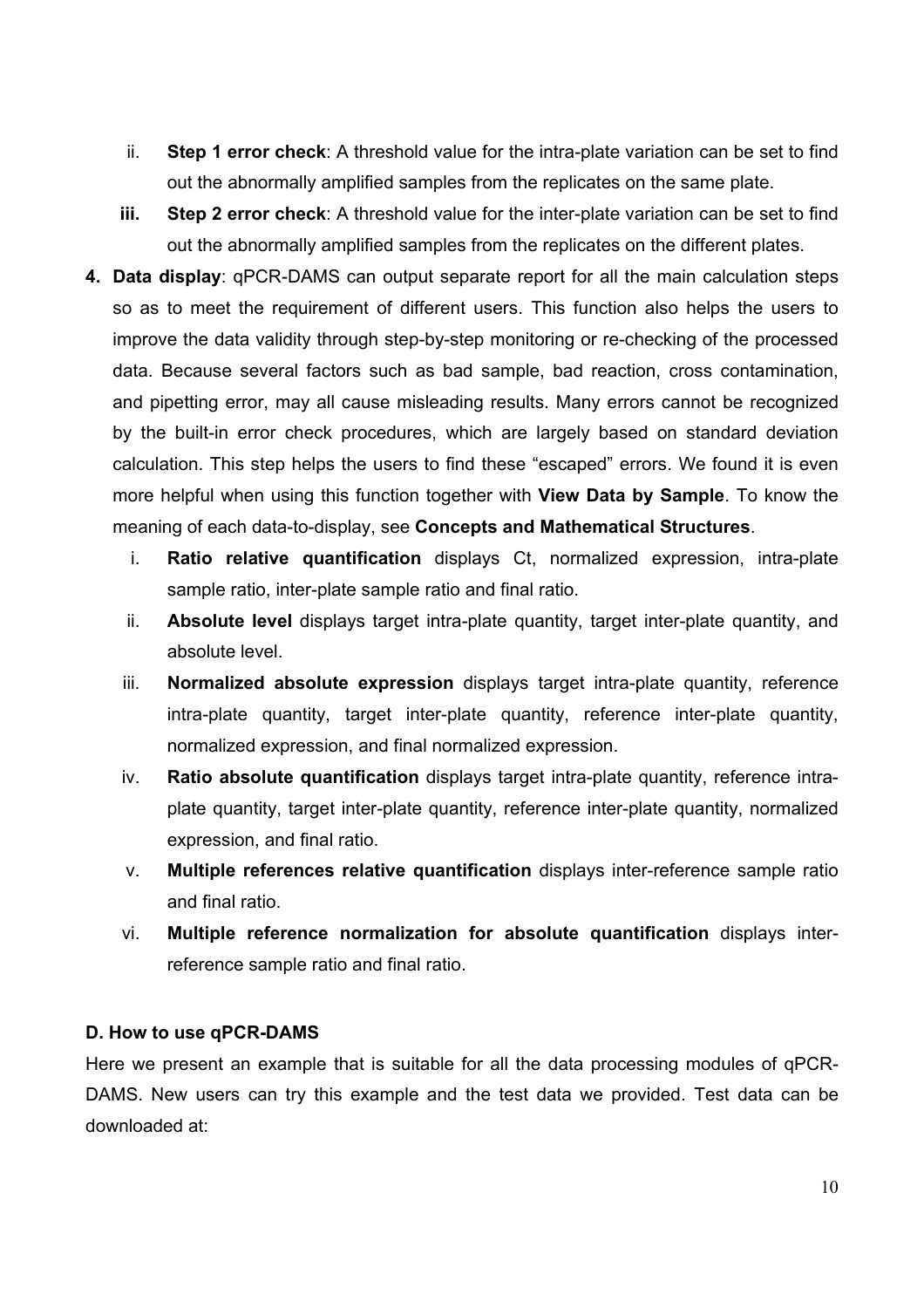ii. **Step 1 error check**: A threshold value for the intra-plate variation can be set to find out the abnormally amplified samples from the replicates on the same plate.

iii. **Step 2 error check**: A threshold value for the inter-plate variation can be set to find out the abnormally amplified samples from the replicates on the different plates.

4. **Data display**: qPCR-DAMS can output separate report for all the main calculation steps so as to meet the requirement of different users. This function also helps the users to improve the data validity through step-by-step monitoring or re-checking of the processed data. Because several factors such as bad sample, bad reaction, cross contamination, and pipetting error, may all cause misleading results. Many errors cannot be recognized by the built-in error check procedures, which are largely based on standard deviation calculation. This step helps the users to find these "escaped" errors. We found it is even more helpful when using this function together with **View Data by Sample**. To know the meaning of each data-to-display, see **Concepts and Mathematical Structures**.

    i. **Ratio relative quantification** displays Ct, normalized expression, intra-plate sample ratio, inter-plate sample ratio and final ratio.

    ii. **Absolute level** displays target intra-plate quantity, target inter-plate quantity, and absolute level.

    iii. **Normalized absolute expression** displays target intra-plate quantity, reference intra-plate quantity, target inter-plate quantity, reference inter-plate quantity, normalized expression, and final normalized expression.

    iv. **Ratio absolute quantification** displays target intra-plate quantity, reference intra-plate quantity, target inter-plate quantity, reference inter-plate quantity, normalized expression, and final ratio.

    v. **Multiple references relative quantification** displays inter-reference sample ratio and final ratio.

    vi. **Multiple reference normalization for absolute quantification** displays inter-reference sample ratio and final ratio.

### D. How to use qPCR-DAMS

Here we present an example that is suitable for all the data processing modules of qPCR-DAMS. New users can try this example and the test data we provided. Test data can be downloaded at: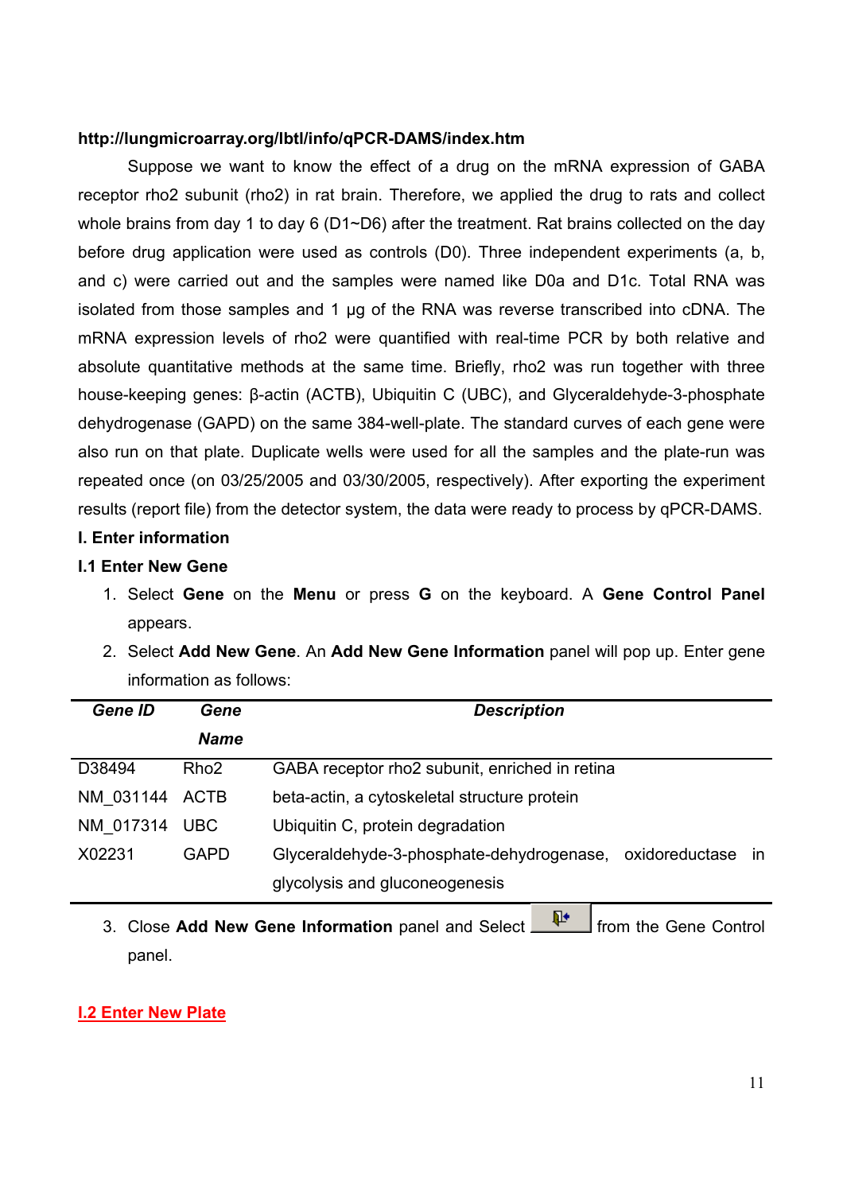**http://lungmicroarray.org/lbtl/info/qPCR-DAMS/index.htm**

Suppose we want to know the effect of a drug on the mRNA expression of GABA receptor rho2 subunit (rho2) in rat brain. Therefore, we applied the drug to rats and collect whole brains from day 1 to day 6 (D1~D6) after the treatment. Rat brains collected on the day before drug application were used as controls (D0). Three independent experiments (a, b, and c) were carried out and the samples were named like D0a and D1c. Total RNA was isolated from those samples and 1 μg of the RNA was reverse transcribed into cDNA. The mRNA expression levels of rho2 were quantified with real-time PCR by both relative and absolute quantitative methods at the same time. Briefly, rho2 was run together with three house-keeping genes: β-actin (ACTB), Ubiquitin C (UBC), and Glyceraldehyde-3-phosphate dehydrogenase (GAPD) on the same 384-well-plate. The standard curves of each gene were also run on that plate. Duplicate wells were used for all the samples and the plate-run was repeated once (on 03/25/2005 and 03/30/2005, respectively). After exporting the experiment results (report file) from the detector system, the data were ready to process by qPCR-DAMS.

## I. Enter information

### I.1 Enter New Gene

1. Select **Gene** on the **Menu** or press **G** on the keyboard. A **Gene Control Panel** appears.
2. Select **Add New Gene**. An **Add New Gene Information** panel will pop up. Enter gene information as follows:

| *Gene ID* | *Gene Name* | *Description* |
|---|---|---|
| D38494 | Rho2 | GABA receptor rho2 subunit, enriched in retina |
| NM_031144 | ACTB | beta-actin, a cytoskeletal structure protein |
| NM_017314 | UBC | Ubiquitin C, protein degradation |
| X02231 | GAPD | Glyceraldehyde-3-phosphate-dehydrogenase, oxidoreductase in glycolysis and gluconeogenesis |

3. Close **Add New Gene Information** panel and Select [exit button] from the Gene Control panel.

### I.2 Enter New Plate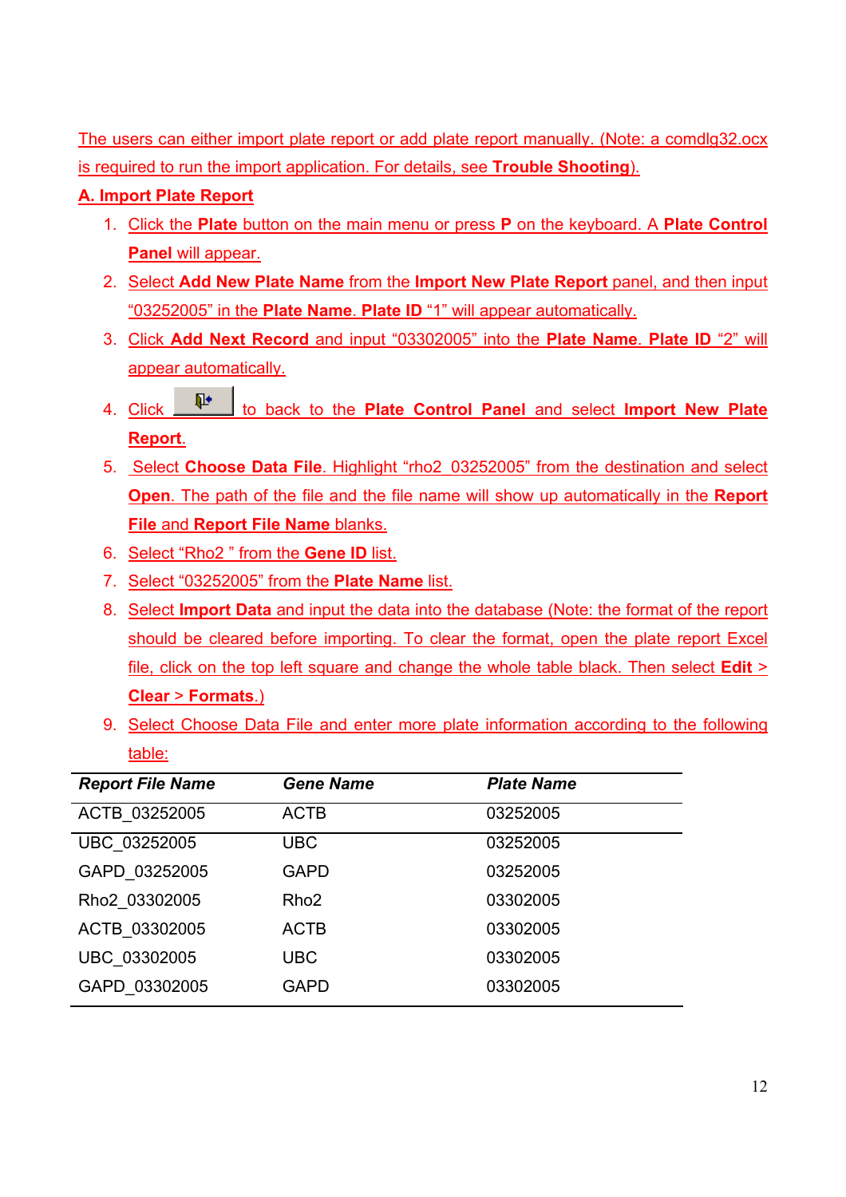The users can either import plate report or add plate report manually. (Note: a comdlg32.ocx is required to run the import application. For details, see **Trouble Shooting**).

**A. Import Plate Report**

1. Click the **Plate** button on the main menu or press **P** on the keyboard. A **Plate Control Panel** will appear.
2. Select **Add New Plate Name** from the **Import New Plate Report** panel, and then input "03252005" in the **Plate Name**. **Plate ID** "1" will appear automatically.
3. Click **Add Next Record** and input "03302005" into the **Plate Name**. **Plate ID** "2" will appear automatically.
4. Click [button] to back to the **Plate Control Panel** and select **Import New Plate Report**.
5. Select **Choose Data File**. Highlight "rho2_03252005" from the destination and select **Open**. The path of the file and the file name will show up automatically in the **Report File** and **Report File Name** blanks.
6. Select "Rho2 " from the **Gene ID** list.
7. Select "03252005" from the **Plate Name** list.
8. Select **Import Data** and input the data into the database (Note: the format of the report should be cleared before importing. To clear the format, open the plate report Excel file, click on the top left square and change the whole table black. Then select **Edit > Clear > Formats**.)
9. Select Choose Data File and enter more plate information according to the following table:

| ***Report File Name*** | ***Gene Name*** | ***Plate Name*** |
|---|---|---|
| ACTB_03252005 | ACTB | 03252005 |
| UBC_03252005 | UBC | 03252005 |
| GAPD_03252005 | GAPD | 03252005 |
| Rho2_03302005 | Rho2 | 03302005 |
| ACTB_03302005 | ACTB | 03302005 |
| UBC_03302005 | UBC | 03302005 |
| GAPD_03302005 | GAPD | 03302005 |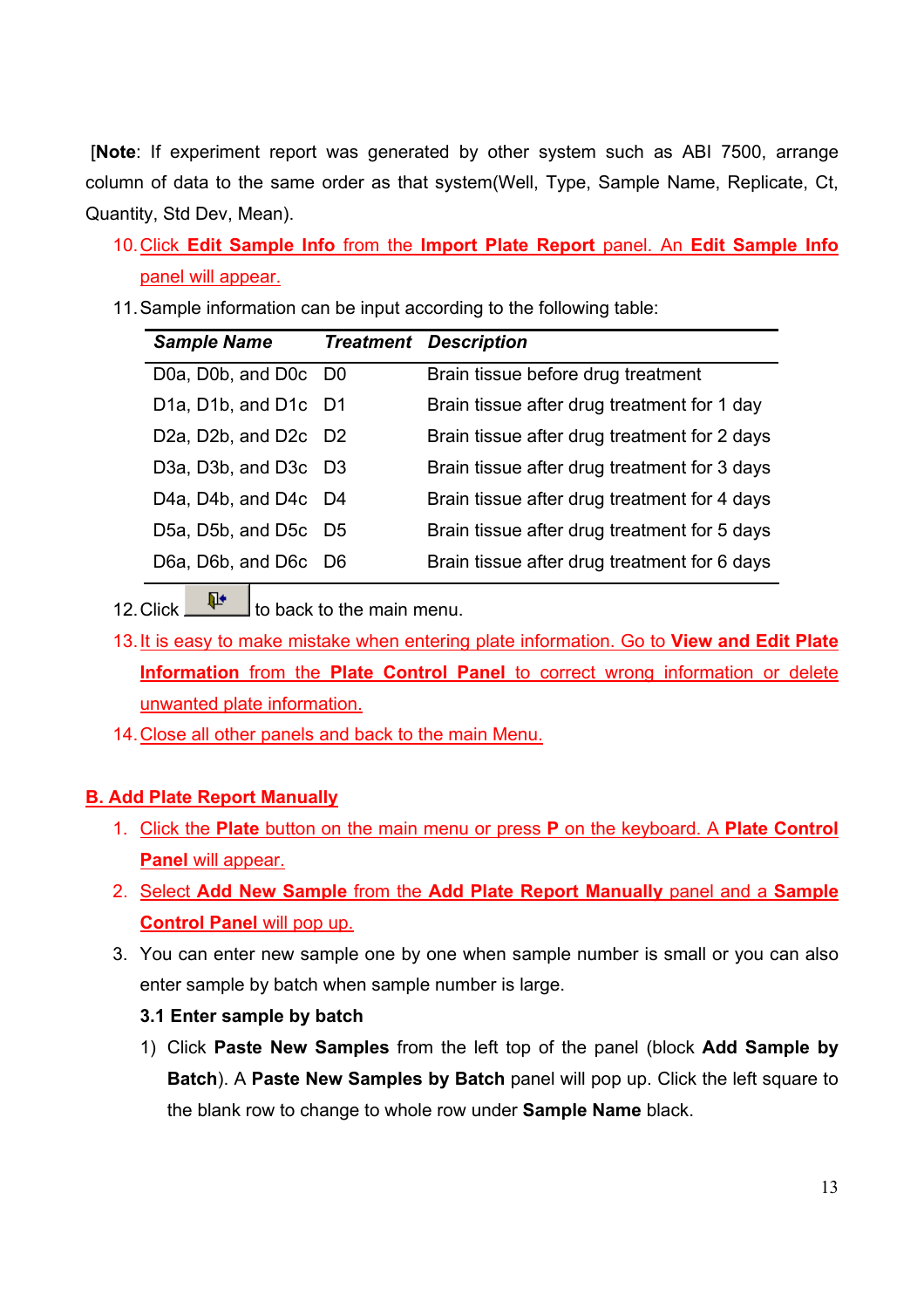[**Note**: If experiment report was generated by other system such as ABI 7500, arrange column of data to the same order as that system(Well, Type, Sample Name, Replicate, Ct, Quantity, Std Dev, Mean).

10. Click **Edit Sample Info** from the **Import Plate Report** panel. An **Edit Sample Info** panel will appear.
11. Sample information can be input according to the following table:

| ***Sample Name*** | ***Treatment*** | ***Description*** |
|---|---|---|
| D0a, D0b, and D0c | D0 | Brain tissue before drug treatment |
| D1a, D1b, and D1c | D1 | Brain tissue after drug treatment for 1 day |
| D2a, D2b, and D2c | D2 | Brain tissue after drug treatment for 2 days |
| D3a, D3b, and D3c | D3 | Brain tissue after drug treatment for 3 days |
| D4a, D4b, and D4c | D4 | Brain tissue after drug treatment for 4 days |
| D5a, D5b, and D5c | D5 | Brain tissue after drug treatment for 5 days |
| D6a, D6b, and D6c | D6 | Brain tissue after drug treatment for 6 days |

12. Click [button] to back to the main menu.
13. It is easy to make mistake when entering plate information. Go to **View and Edit Plate Information** from the **Plate Control Panel** to correct wrong information or delete unwanted plate information.
14. Close all other panels and back to the main Menu.

## B. Add Plate Report Manually

1. Click the **Plate** button on the main menu or press **P** on the keyboard. A **Plate Control Panel** will appear.
2. Select **Add New Sample** from the **Add Plate Report Manually** panel and a **Sample Control Panel** will pop up.
3. You can enter new sample one by one when sample number is small or you can also enter sample by batch when sample number is large.

   **3.1 Enter sample by batch**

   1) Click **Paste New Samples** from the left top of the panel (block **Add Sample by Batch**). A **Paste New Samples by Batch** panel will pop up. Click the left square to the blank row to change to whole row under **Sample Name** black.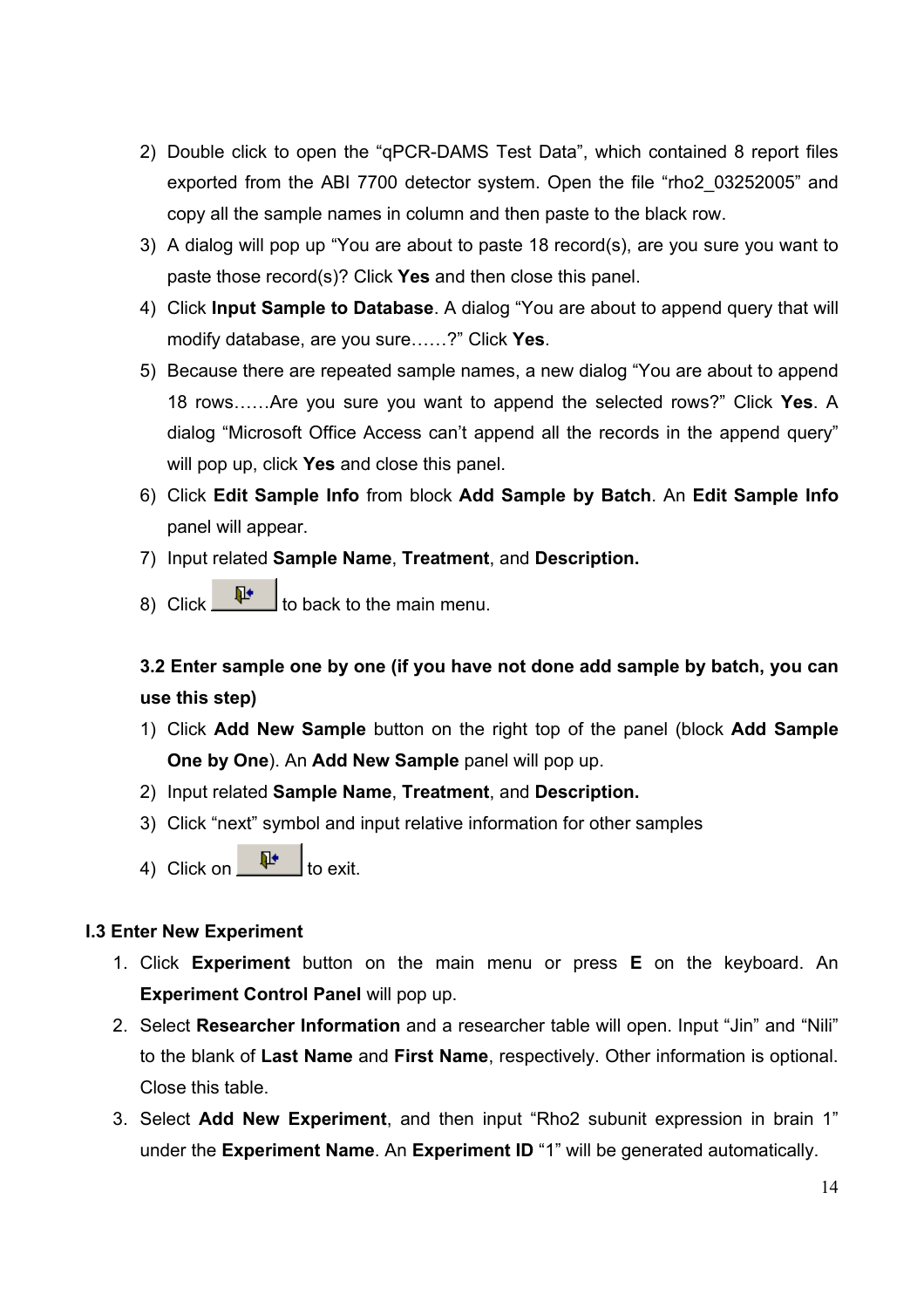2) Double click to open the “qPCR-DAMS Test Data”, which contained 8 report files exported from the ABI 7700 detector system. Open the file “rho2_03252005” and copy all the sample names in column and then paste to the black row.
3) A dialog will pop up “You are about to paste 18 record(s), are you sure you want to paste those record(s)? Click **Yes** and then close this panel.
4) Click **Input Sample to Database**. A dialog “You are about to append query that will modify database, are you sure……?” Click **Yes**.
5) Because there are repeated sample names, a new dialog “You are about to append 18 rows……Are you sure you want to append the selected rows?” Click **Yes**. A dialog “Microsoft Office Access can’t append all the records in the append query” will pop up, click **Yes** and close this panel.
6) Click **Edit Sample Info** from block **Add Sample by Batch**. An **Edit Sample Info** panel will appear.
7) Input related **Sample Name**, **Treatment**, and **Description.**
8) Click [exit button] to back to the main menu.

**3.2 Enter sample one by one (if you have not done add sample by batch, you can use this step)**

1) Click **Add New Sample** button on the right top of the panel (block **Add Sample One by One**). An **Add New Sample** panel will pop up.
2) Input related **Sample Name**, **Treatment**, and **Description.**
3) Click “next” symbol and input relative information for other samples
4) Click on [exit button] to exit.

### I.3 Enter New Experiment

1. Click **Experiment** button on the main menu or press **E** on the keyboard. An **Experiment Control Panel** will pop up.
2. Select **Researcher Information** and a researcher table will open. Input “Jin” and “Nili” to the blank of **Last Name** and **First Name**, respectively. Other information is optional. Close this table.
3. Select **Add New Experiment**, and then input “Rho2 subunit expression in brain 1” under the **Experiment Name**. An **Experiment ID** “1” will be generated automatically.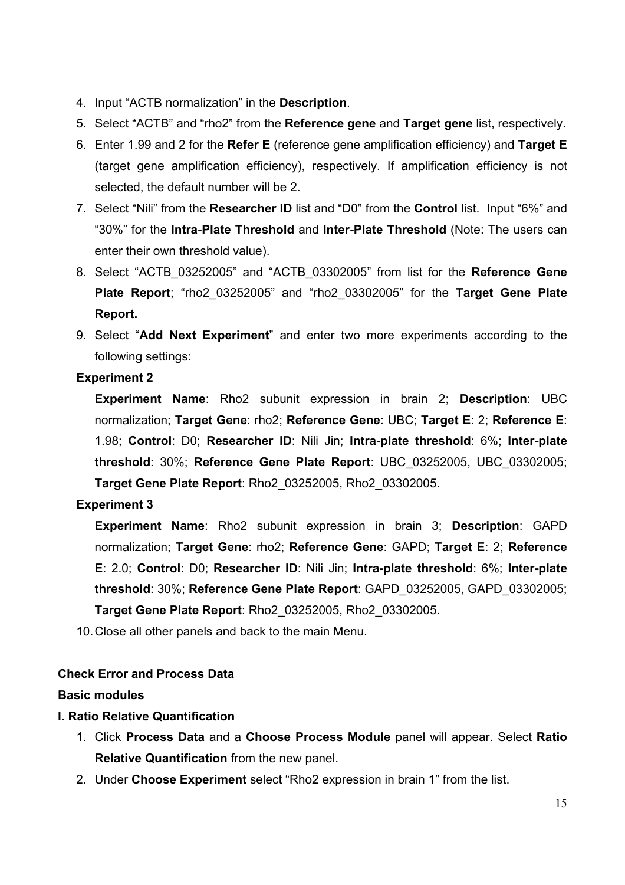4. Input "ACTB normalization" in the **Description**.
5. Select "ACTB" and "rho2" from the **Reference gene** and **Target gene** list, respectively.
6. Enter 1.99 and 2 for the **Refer E** (reference gene amplification efficiency) and **Target E** (target gene amplification efficiency), respectively. If amplification efficiency is not selected, the default number will be 2.
7. Select "Nili" from the **Researcher ID** list and "D0" from the **Control** list. Input "6%" and "30%" for the **Intra-Plate Threshold** and **Inter-Plate Threshold** (Note: The users can enter their own threshold value).
8. Select "ACTB_03252005" and "ACTB_03302005" from list for the **Reference Gene Plate Report**; "rho2_03252005" and "rho2_03302005" for the **Target Gene Plate Report.**
9. Select "**Add Next Experiment**" and enter two more experiments according to the following settings:

**Experiment 2**

**Experiment Name**: Rho2 subunit expression in brain 2; **Description**: UBC normalization; **Target Gene**: rho2; **Reference Gene**: UBC; **Target E**: 2; **Reference E**: 1.98; **Control**: D0; **Researcher ID**: Nili Jin; **Intra-plate threshold**: 6%; **Inter-plate threshold**: 30%; **Reference Gene Plate Report**: UBC_03252005, UBC_03302005; **Target Gene Plate Report**: Rho2_03252005, Rho2_03302005.

**Experiment 3**

**Experiment Name**: Rho2 subunit expression in brain 3; **Description**: GAPD normalization; **Target Gene**: rho2; **Reference Gene**: GAPD; **Target E**: 2; **Reference E**: 2.0; **Control**: D0; **Researcher ID**: Nili Jin; **Intra-plate threshold**: 6%; **Inter-plate threshold**: 30%; **Reference Gene Plate Report**: GAPD_03252005, GAPD_03302005; **Target Gene Plate Report**: Rho2_03252005, Rho2_03302005.

10. Close all other panels and back to the main Menu.

**Check Error and Process Data**

**Basic modules**

**I. Ratio Relative Quantification**

1. Click **Process Data** and a **Choose Process Module** panel will appear. Select **Ratio Relative Quantification** from the new panel.
2. Under **Choose Experiment** select "Rho2 expression in brain 1" from the list.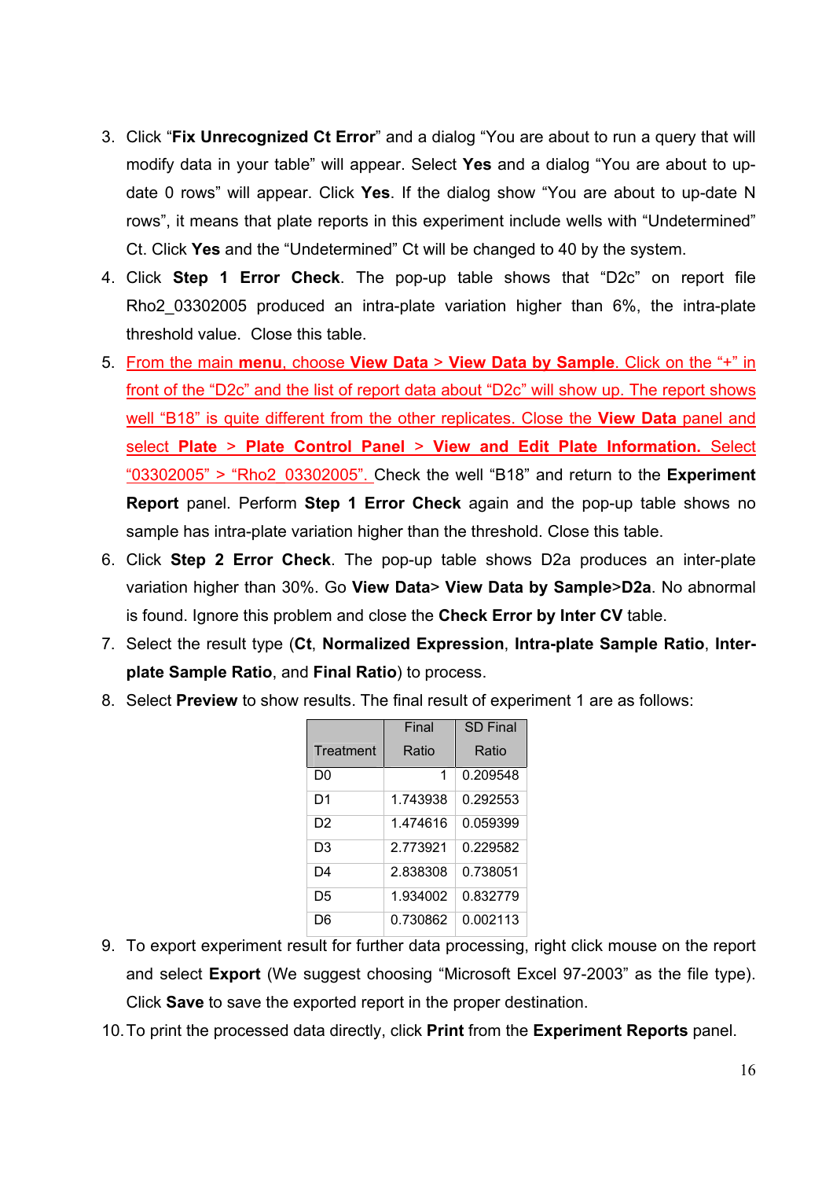3. Click "**Fix Unrecognized Ct Error**" and a dialog "You are about to run a query that will modify data in your table" will appear. Select **Yes** and a dialog "You are about to up-date 0 rows" will appear. Click **Yes**. If the dialog show "You are about to up-date N rows", it means that plate reports in this experiment include wells with "Undetermined" Ct. Click **Yes** and the "Undetermined" Ct will be changed to 40 by the system.
4. Click **Step 1 Error Check**. The pop-up table shows that "D2c" on report file Rho2_03302005 produced an intra-plate variation higher than 6%, the intra-plate threshold value. Close this table.
5. From the main **menu**, choose **View Data** > **View Data by Sample**. Click on the "+" in front of the "D2c" and the list of report data about "D2c" will show up. The report shows well "B18" is quite different from the other replicates. Close the **View Data** panel and select **Plate** > **Plate Control Panel** > **View and Edit Plate Information.** Select "03302005" > "Rho2_03302005". Check the well "B18" and return to the **Experiment Report** panel. Perform **Step 1 Error Check** again and the pop-up table shows no sample has intra-plate variation higher than the threshold. Close this table.
6. Click **Step 2 Error Check**. The pop-up table shows D2a produces an inter-plate variation higher than 30%. Go **View Data**> **View Data by Sample**>**D2a**. No abnormal is found. Ignore this problem and close the **Check Error by Inter CV** table.
7. Select the result type (**Ct**, **Normalized Expression**, **Intra-plate Sample Ratio**, **Inter-plate Sample Ratio**, and **Final Ratio**) to process.
8. Select **Preview** to show results. The final result of experiment 1 are as follows:

| Treatment | Final Ratio | SD Final Ratio |
|---|---|---|
| D0 | 1 | 0.209548 |
| D1 | 1.743938 | 0.292553 |
| D2 | 1.474616 | 0.059399 |
| D3 | 2.773921 | 0.229582 |
| D4 | 2.838308 | 0.738051 |
| D5 | 1.934002 | 0.832779 |
| D6 | 0.730862 | 0.002113 |

9. To export experiment result for further data processing, right click mouse on the report and select **Export** (We suggest choosing "Microsoft Excel 97-2003" as the file type). Click **Save** to save the exported report in the proper destination.
10. To print the processed data directly, click **Print** from the **Experiment Reports** panel.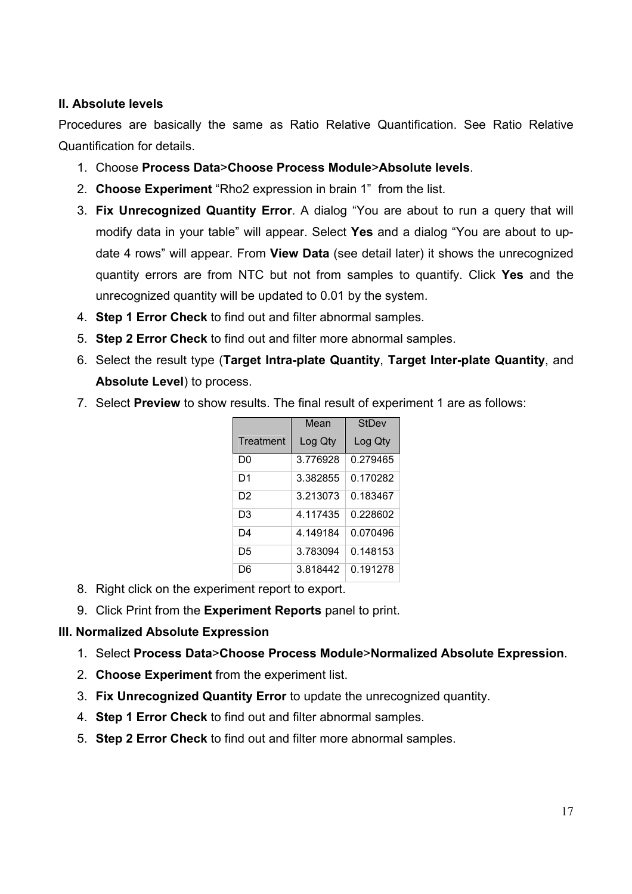### II. Absolute levels

Procedures are basically the same as Ratio Relative Quantification. See Ratio Relative Quantification for details.

1. Choose **Process Data**>**Choose Process Module**>**Absolute levels**.
2. **Choose Experiment** "Rho2 expression in brain 1" from the list.
3. **Fix Unrecognized Quantity Error**. A dialog "You are about to run a query that will modify data in your table" will appear. Select **Yes** and a dialog "You are about to up-date 4 rows" will appear. From **View Data** (see detail later) it shows the unrecognized quantity errors are from NTC but not from samples to quantify. Click **Yes** and the unrecognized quantity will be updated to 0.01 by the system.
4. **Step 1 Error Check** to find out and filter abnormal samples.
5. **Step 2 Error Check** to find out and filter more abnormal samples.
6. Select the result type (**Target Intra-plate Quantity**, **Target Inter-plate Quantity**, and **Absolute Level**) to process.
7. Select **Preview** to show results. The final result of experiment 1 are as follows:

| Treatment | Mean Log Qty | StDev Log Qty |
|---|---|---|
| D0 | 3.776928 | 0.279465 |
| D1 | 3.382855 | 0.170282 |
| D2 | 3.213073 | 0.183467 |
| D3 | 4.117435 | 0.228602 |
| D4 | 4.149184 | 0.070496 |
| D5 | 3.783094 | 0.148153 |
| D6 | 3.818442 | 0.191278 |

8. Right click on the experiment report to export.
9. Click Print from the **Experiment Reports** panel to print.

### III. Normalized Absolute Expression

1. Select **Process Data**>**Choose Process Module**>**Normalized Absolute Expression**.
2. **Choose Experiment** from the experiment list.
3. **Fix Unrecognized Quantity Error** to update the unrecognized quantity.
4. **Step 1 Error Check** to find out and filter abnormal samples.
5. **Step 2 Error Check** to find out and filter more abnormal samples.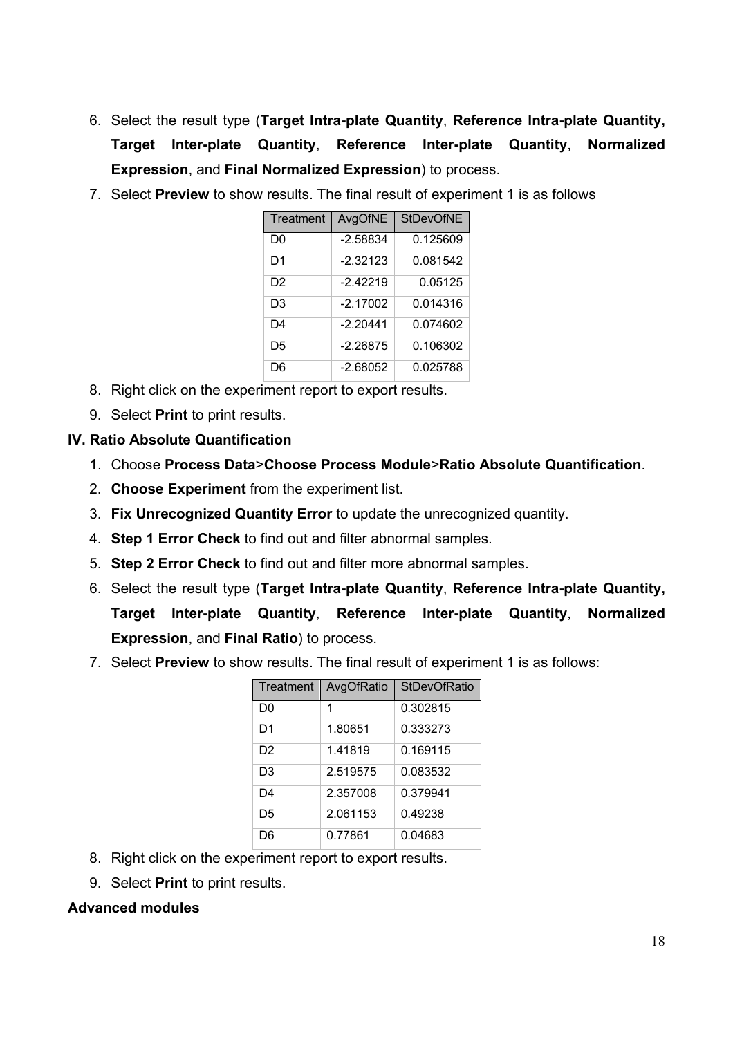6. Select the result type (**Target Intra-plate Quantity**, **Reference Intra-plate Quantity, Target Inter-plate Quantity**, **Reference Inter-plate Quantity**, **Normalized Expression**, and **Final Normalized Expression**) to process.
7. Select **Preview** to show results. The final result of experiment 1 is as follows

| Treatment | AvgOfNE | StDevOfNE |
|---|---|---|
| D0 | -2.58834 | 0.125609 |
| D1 | -2.32123 | 0.081542 |
| D2 | -2.42219 | 0.05125 |
| D3 | -2.17002 | 0.014316 |
| D4 | -2.20441 | 0.074602 |
| D5 | -2.26875 | 0.106302 |
| D6 | -2.68052 | 0.025788 |

8. Right click on the experiment report to export results.
9. Select **Print** to print results.

### IV. Ratio Absolute Quantification

1. Choose **Process Data**>**Choose Process Module**>**Ratio Absolute Quantification**.
2. **Choose Experiment** from the experiment list.
3. **Fix Unrecognized Quantity Error** to update the unrecognized quantity.
4. **Step 1 Error Check** to find out and filter abnormal samples.
5. **Step 2 Error Check** to find out and filter more abnormal samples.
6. Select the result type (**Target Intra-plate Quantity**, **Reference Intra-plate Quantity, Target Inter-plate Quantity**, **Reference Inter-plate Quantity**, **Normalized Expression**, and **Final Ratio**) to process.
7. Select **Preview** to show results. The final result of experiment 1 is as follows:

| Treatment | AvgOfRatio | StDevOfRatio |
|---|---|---|
| D0 | 1 | 0.302815 |
| D1 | 1.80651 | 0.333273 |
| D2 | 1.41819 | 0.169115 |
| D3 | 2.519575 | 0.083532 |
| D4 | 2.357008 | 0.379941 |
| D5 | 2.061153 | 0.49238 |
| D6 | 0.77861 | 0.04683 |

8. Right click on the experiment report to export results.
9. Select **Print** to print results.

**Advanced modules**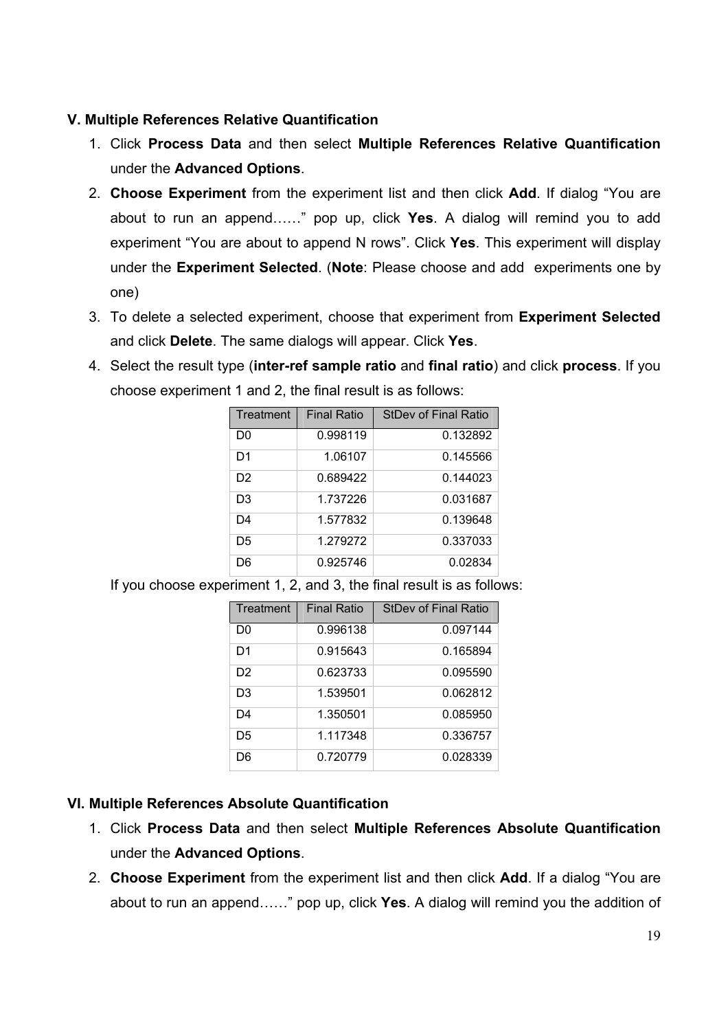### V. Multiple References Relative Quantification

1. Click **Process Data** and then select **Multiple References Relative Quantification** under the **Advanced Options**.
2. **Choose Experiment** from the experiment list and then click **Add**. If dialog "You are about to run an append……" pop up, click **Yes**. A dialog will remind you to add experiment "You are about to append N rows". Click **Yes**. This experiment will display under the **Experiment Selected**. (**Note**: Please choose and add experiments one by one)
3. To delete a selected experiment, choose that experiment from **Experiment Selected** and click **Delete**. The same dialogs will appear. Click **Yes**.
4. Select the result type (**inter-ref sample ratio** and **final ratio**) and click **process**. If you choose experiment 1 and 2, the final result is as follows:

| Treatment | Final Ratio | StDev of Final Ratio |
|---|---|---|
| D0 | 0.998119 | 0.132892 |
| D1 | 1.06107 | 0.145566 |
| D2 | 0.689422 | 0.144023 |
| D3 | 1.737226 | 0.031687 |
| D4 | 1.577832 | 0.139648 |
| D5 | 1.279272 | 0.337033 |
| D6 | 0.925746 | 0.02834 |

If you choose experiment 1, 2, and 3, the final result is as follows:

| Treatment | Final Ratio | StDev of Final Ratio |
|---|---|---|
| D0 | 0.996138 | 0.097144 |
| D1 | 0.915643 | 0.165894 |
| D2 | 0.623733 | 0.095590 |
| D3 | 1.539501 | 0.062812 |
| D4 | 1.350501 | 0.085950 |
| D5 | 1.117348 | 0.336757 |
| D6 | 0.720779 | 0.028339 |

### VI. Multiple References Absolute Quantification

1. Click **Process Data** and then select **Multiple References Absolute Quantification** under the **Advanced Options**.
2. **Choose Experiment** from the experiment list and then click **Add**. If a dialog "You are about to run an append……" pop up, click **Yes**. A dialog will remind you the addition of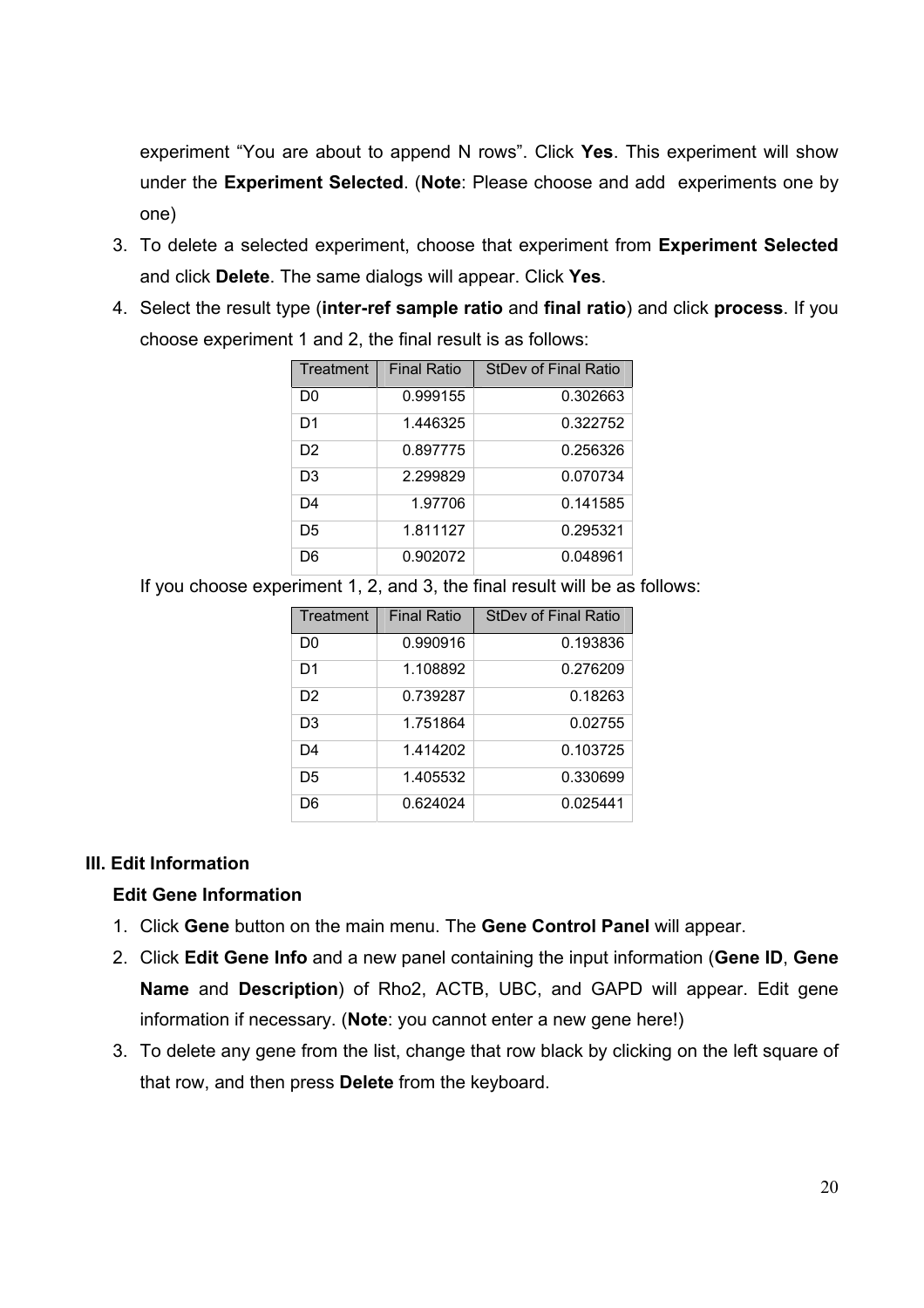experiment “You are about to append N rows”. Click **Yes**. This experiment will show under the **Experiment Selected**. (**Note**: Please choose and add experiments one by one)

3. To delete a selected experiment, choose that experiment from **Experiment Selected** and click **Delete**. The same dialogs will appear. Click **Yes**.
4. Select the result type (**inter-ref sample ratio** and **final ratio**) and click **process**. If you choose experiment 1 and 2, the final result is as follows:

| Treatment | Final Ratio | StDev of Final Ratio |
|---|---|---|
| D0 | 0.999155 | 0.302663 |
| D1 | 1.446325 | 0.322752 |
| D2 | 0.897775 | 0.256326 |
| D3 | 2.299829 | 0.070734 |
| D4 | 1.97706 | 0.141585 |
| D5 | 1.811127 | 0.295321 |
| D6 | 0.902072 | 0.048961 |

If you choose experiment 1, 2, and 3, the final result will be as follows:

| Treatment | Final Ratio | StDev of Final Ratio |
|---|---|---|
| D0 | 0.990916 | 0.193836 |
| D1 | 1.108892 | 0.276209 |
| D2 | 0.739287 | 0.18263 |
| D3 | 1.751864 | 0.02755 |
| D4 | 1.414202 | 0.103725 |
| D5 | 1.405532 | 0.330699 |
| D6 | 0.624024 | 0.025441 |

## III. Edit Information

### Edit Gene Information

1. Click **Gene** button on the main menu. The **Gene Control Panel** will appear.
2. Click **Edit Gene Info** and a new panel containing the input information (**Gene ID**, **Gene Name** and **Description**) of Rho2, ACTB, UBC, and GAPD will appear. Edit gene information if necessary. (**Note**: you cannot enter a new gene here!)
3. To delete any gene from the list, change that row black by clicking on the left square of that row, and then press **Delete** from the keyboard.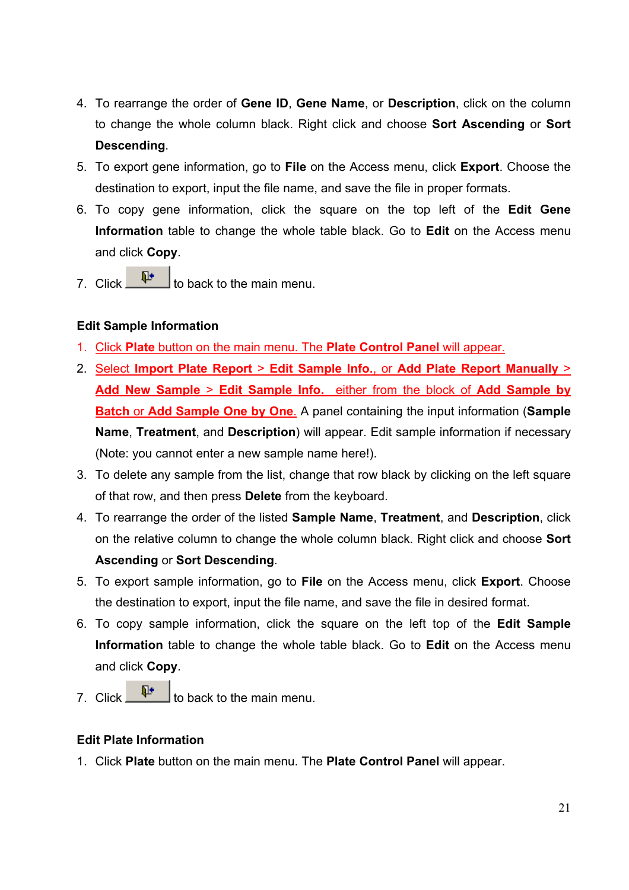4. To rearrange the order of **Gene ID**, **Gene Name**, or **Description**, click on the column to change the whole column black. Right click and choose **Sort Ascending** or **Sort Descending**.
5. To export gene information, go to **File** on the Access menu, click **Export**. Choose the destination to export, input the file name, and save the file in proper formats.
6. To copy gene information, click the square on the top left of the **Edit Gene Information** table to change the whole table black. Go to **Edit** on the Access menu and click **Copy**.
7. Click [button] to back to the main menu.

**Edit Sample Information**

1. Click **Plate** button on the main menu. The **Plate Control Panel** will appear.
2. Select **Import Plate Report** > **Edit Sample Info.**, or **Add Plate Report Manually** > **Add New Sample** > **Edit Sample Info.** either from the block of **Add Sample by Batch** or **Add Sample One by One**. A panel containing the input information (**Sample Name**, **Treatment**, and **Description**) will appear. Edit sample information if necessary (Note: you cannot enter a new sample name here!).
3. To delete any sample from the list, change that row black by clicking on the left square of that row, and then press **Delete** from the keyboard.
4. To rearrange the order of the listed **Sample Name**, **Treatment**, and **Description**, click on the relative column to change the whole column black. Right click and choose **Sort Ascending** or **Sort Descending**.
5. To export sample information, go to **File** on the Access menu, click **Export**. Choose the destination to export, input the file name, and save the file in desired format.
6. To copy sample information, click the square on the left top of the **Edit Sample Information** table to change the whole table black. Go to **Edit** on the Access menu and click **Copy**.
7. Click [button] to back to the main menu.

**Edit Plate Information**

1. Click **Plate** button on the main menu. The **Plate Control Panel** will appear.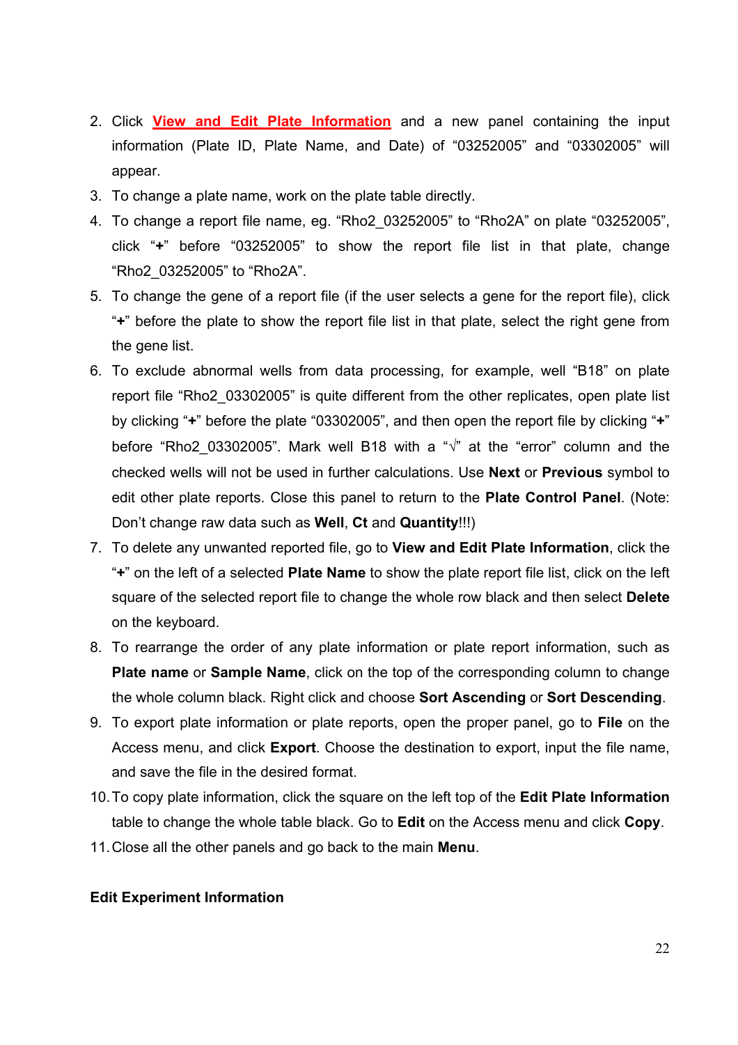2. Click **View and Edit Plate Information** and a new panel containing the input information (Plate ID, Plate Name, and Date) of “03252005” and “03302005” will appear.
3. To change a plate name, work on the plate table directly.
4. To change a report file name, eg. “Rho2_03252005” to “Rho2A” on plate “03252005”, click “**+**” before “03252005” to show the report file list in that plate, change “Rho2_03252005” to “Rho2A”.
5. To change the gene of a report file (if the user selects a gene for the report file), click “**+**” before the plate to show the report file list in that plate, select the right gene from the gene list.
6. To exclude abnormal wells from data processing, for example, well “B18” on plate report file “Rho2_03302005” is quite different from the other replicates, open plate list by clicking “**+**” before the plate “03302005”, and then open the report file by clicking “**+**” before “Rho2_03302005”. Mark well B18 with a “√” at the “error” column and the checked wells will not be used in further calculations. Use **Next** or **Previous** symbol to edit other plate reports. Close this panel to return to the **Plate Control Panel**. (Note: Don’t change raw data such as **Well**, **Ct** and **Quantity**!!!)
7. To delete any unwanted reported file, go to **View and Edit Plate Information**, click the “**+**” on the left of a selected **Plate Name** to show the plate report file list, click on the left square of the selected report file to change the whole row black and then select **Delete** on the keyboard.
8. To rearrange the order of any plate information or plate report information, such as **Plate name** or **Sample Name**, click on the top of the corresponding column to change the whole column black. Right click and choose **Sort Ascending** or **Sort Descending**.
9. To export plate information or plate reports, open the proper panel, go to **File** on the Access menu, and click **Export**. Choose the destination to export, input the file name, and save the file in the desired format.
10. To copy plate information, click the square on the left top of the **Edit Plate Information** table to change the whole table black. Go to **Edit** on the Access menu and click **Copy**.
11. Close all the other panels and go back to the main **Menu**.

**Edit Experiment Information**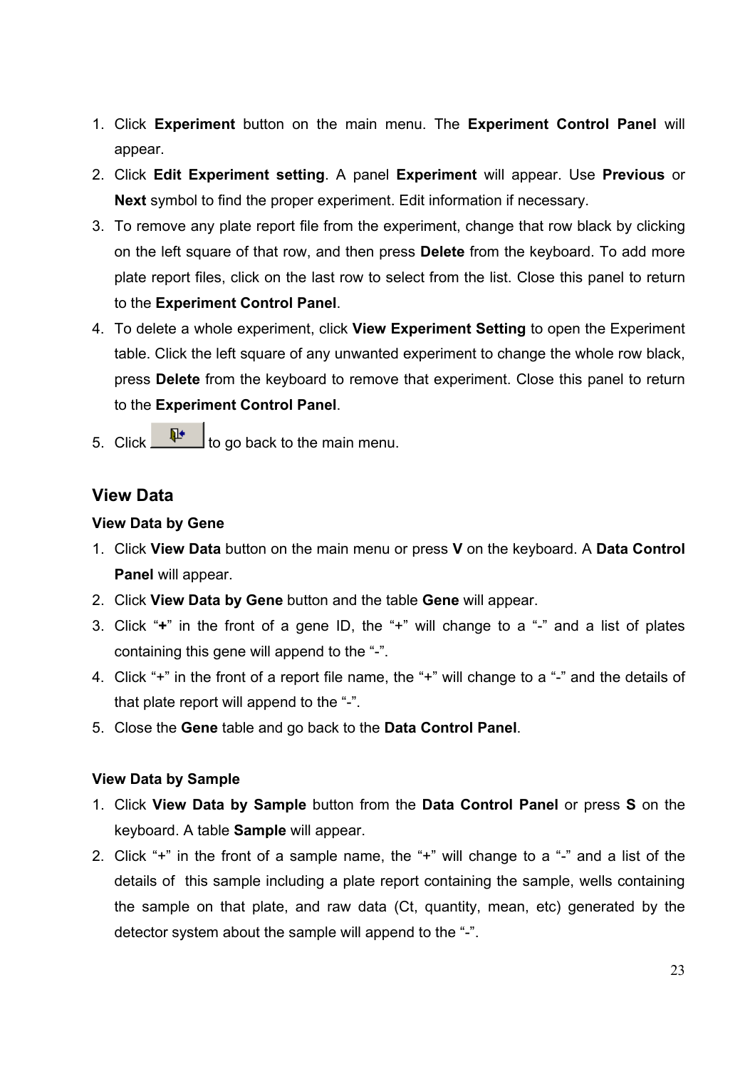1. Click **Experiment** button on the main menu. The **Experiment Control Panel** will appear.
2. Click **Edit Experiment setting**. A panel **Experiment** will appear. Use **Previous** or **Next** symbol to find the proper experiment. Edit information if necessary.
3. To remove any plate report file from the experiment, change that row black by clicking on the left square of that row, and then press **Delete** from the keyboard. To add more plate report files, click on the last row to select from the list. Close this panel to return to the **Experiment Control Panel**.
4. To delete a whole experiment, click **View Experiment Setting** to open the Experiment table. Click the left square of any unwanted experiment to change the whole row black, press **Delete** from the keyboard to remove that experiment. Close this panel to return to the **Experiment Control Panel**.
5. Click [button] to go back to the main menu.

## View Data

### View Data by Gene

1. Click **View Data** button on the main menu or press **V** on the keyboard. A **Data Control Panel** will appear.
2. Click **View Data by Gene** button and the table **Gene** will appear.
3. Click "**+**" in the front of a gene ID, the "+" will change to a "-" and a list of plates containing this gene will append to the "-".
4. Click "+" in the front of a report file name, the "+" will change to a "-" and the details of that plate report will append to the "-".
5. Close the **Gene** table and go back to the **Data Control Panel**.

### View Data by Sample

1. Click **View Data by Sample** button from the **Data Control Panel** or press **S** on the keyboard. A table **Sample** will appear.
2. Click "+" in the front of a sample name, the "+" will change to a "-" and a list of the details of this sample including a plate report containing the sample, wells containing the sample on that plate, and raw data (Ct, quantity, mean, etc) generated by the detector system about the sample will append to the "-".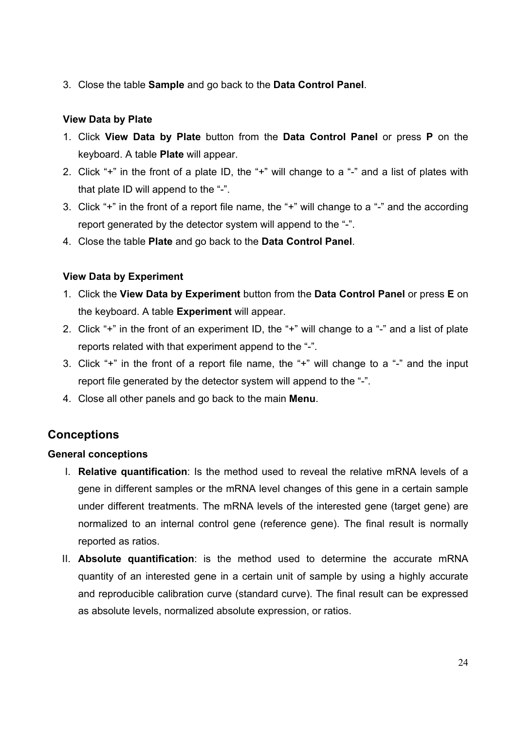3. Close the table **Sample** and go back to the **Data Control Panel**.

**View Data by Plate**

1. Click **View Data by Plate** button from the **Data Control Panel** or press **P** on the keyboard. A table **Plate** will appear.
2. Click "+" in the front of a plate ID, the "+" will change to a "-" and a list of plates with that plate ID will append to the "-".
3. Click "+" in the front of a report file name, the "+" will change to a "-" and the according report generated by the detector system will append to the "-".
4. Close the table **Plate** and go back to the **Data Control Panel**.

**View Data by Experiment**

1. Click the **View Data by Experiment** button from the **Data Control Panel** or press **E** on the keyboard. A table **Experiment** will appear.
2. Click "+" in the front of an experiment ID, the "+" will change to a "-" and a list of plate reports related with that experiment append to the "-".
3. Click "+" in the front of a report file name, the "+" will change to a "-" and the input report file generated by the detector system will append to the "-".
4. Close all other panels and go back to the main **Menu**.

## Conceptions

### General conceptions

I. **Relative quantification**: Is the method used to reveal the relative mRNA levels of a gene in different samples or the mRNA level changes of this gene in a certain sample under different treatments. The mRNA levels of the interested gene (target gene) are normalized to an internal control gene (reference gene). The final result is normally reported as ratios.

II. **Absolute quantification**: is the method used to determine the accurate mRNA quantity of an interested gene in a certain unit of sample by using a highly accurate and reproducible calibration curve (standard curve). The final result can be expressed as absolute levels, normalized absolute expression, or ratios.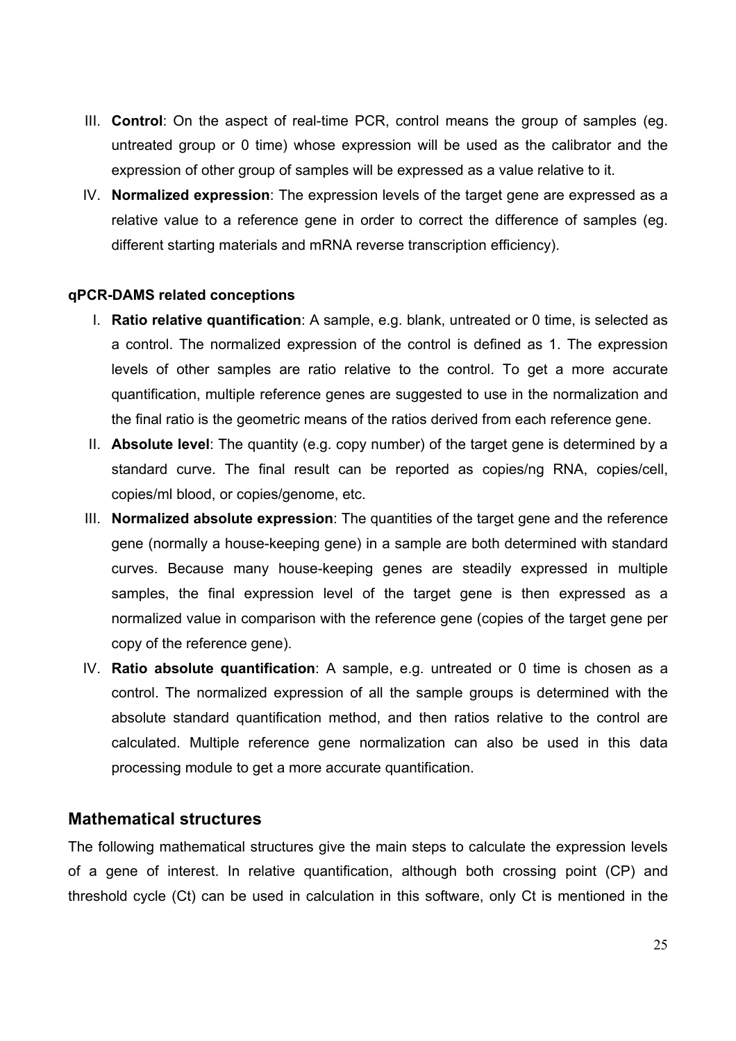III. **Control**: On the aspect of real-time PCR, control means the group of samples (eg. untreated group or 0 time) whose expression will be used as the calibrator and the expression of other group of samples will be expressed as a value relative to it.

IV. **Normalized expression**: The expression levels of the target gene are expressed as a relative value to a reference gene in order to correct the difference of samples (eg. different starting materials and mRNA reverse transcription efficiency).

**qPCR-DAMS related conceptions**

I. **Ratio relative quantification**: A sample, e.g. blank, untreated or 0 time, is selected as a control. The normalized expression of the control is defined as 1. The expression levels of other samples are ratio relative to the control. To get a more accurate quantification, multiple reference genes are suggested to use in the normalization and the final ratio is the geometric means of the ratios derived from each reference gene.

II. **Absolute level**: The quantity (e.g. copy number) of the target gene is determined by a standard curve. The final result can be reported as copies/ng RNA, copies/cell, copies/ml blood, or copies/genome, etc.

III. **Normalized absolute expression**: The quantities of the target gene and the reference gene (normally a house-keeping gene) in a sample are both determined with standard curves. Because many house-keeping genes are steadily expressed in multiple samples, the final expression level of the target gene is then expressed as a normalized value in comparison with the reference gene (copies of the target gene per copy of the reference gene).

IV. **Ratio absolute quantification**: A sample, e.g. untreated or 0 time is chosen as a control. The normalized expression of all the sample groups is determined with the absolute standard quantification method, and then ratios relative to the control are calculated. Multiple reference gene normalization can also be used in this data processing module to get a more accurate quantification.

## Mathematical structures

The following mathematical structures give the main steps to calculate the expression levels of a gene of interest. In relative quantification, although both crossing point (CP) and threshold cycle (Ct) can be used in calculation in this software, only Ct is mentioned in the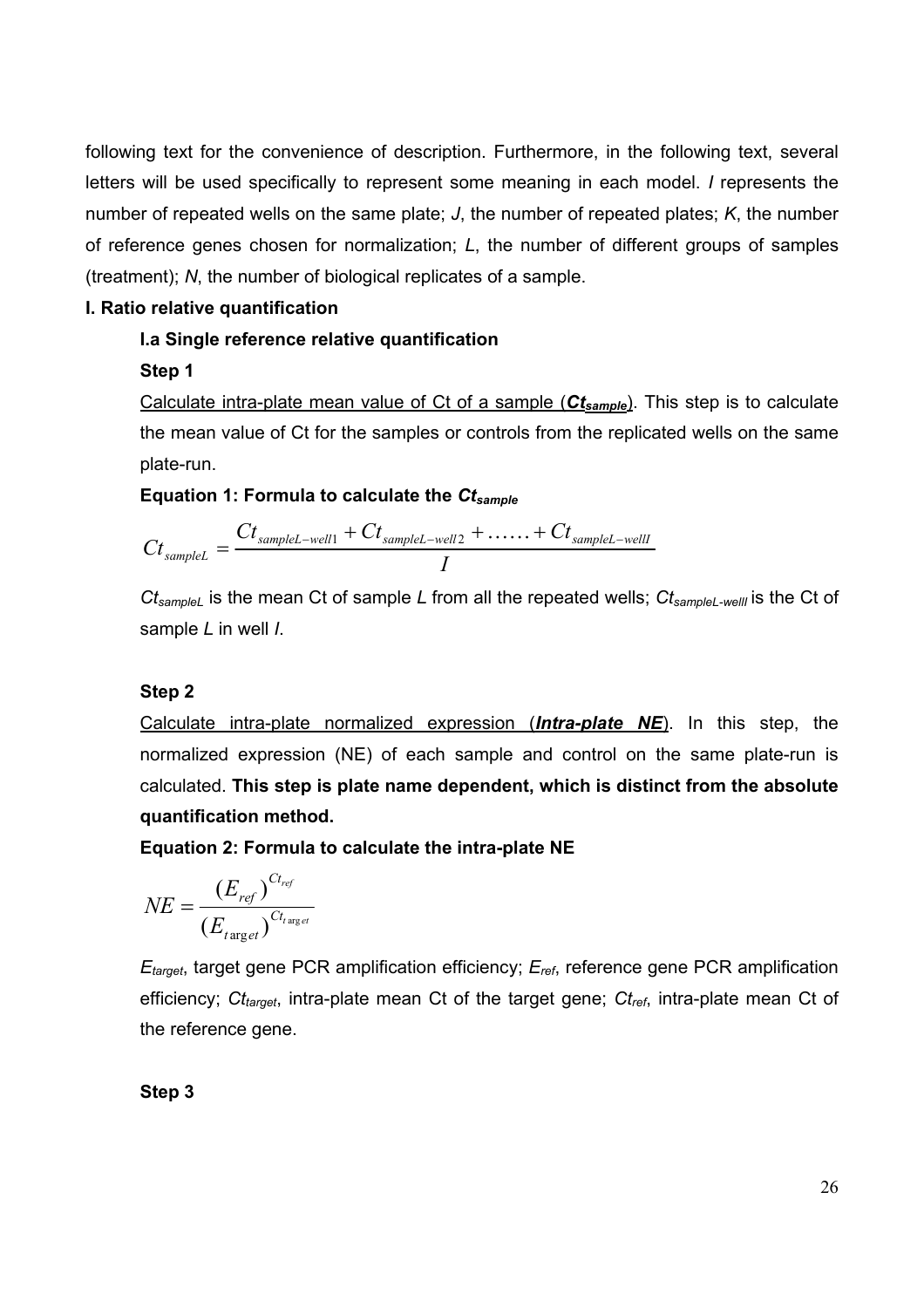following text for the convenience of description. Furthermore, in the following text, several letters will be used specifically to represent some meaning in each model. *I* represents the number of repeated wells on the same plate; *J*, the number of repeated plates; *K*, the number of reference genes chosen for normalization; *L*, the number of different groups of samples (treatment); *N*, the number of biological replicates of a sample.

## I. Ratio relative quantification

### I.a Single reference relative quantification

**Step 1**

Calculate intra-plate mean value of Ct of a sample (***$Ct_{sample}$***). This step is to calculate the mean value of Ct for the samples or controls from the replicated wells on the same plate-run.

**Equation 1: Formula to calculate the *$Ct_{sample}$***

$$Ct_{sampleL} = \frac{Ct_{sampleL-well1} + Ct_{sampleL-well2} + \ldots\ldots + Ct_{sampleL-wellI}}{I}$$

$Ct_{sampleL}$ is the mean Ct of sample *L* from all the repeated wells; $Ct_{sampleL-wellI}$ is the Ct of sample *L* in well *I*.

**Step 2**

Calculate intra-plate normalized expression (***Intra-plate NE***). In this step, the normalized expression (NE) of each sample and control on the same plate-run is calculated. **This step is plate name dependent, which is distinct from the absolute quantification method.**

**Equation 2: Formula to calculate the intra-plate NE**

$$NE = \frac{(E_{ref})^{Ct_{ref}}}{(E_{target})^{Ct_{target}}}$$

$E_{target}$, target gene PCR amplification efficiency; $E_{ref}$, reference gene PCR amplification efficiency; $Ct_{target}$, intra-plate mean Ct of the target gene; $Ct_{ref}$, intra-plate mean Ct of the reference gene.

**Step 3**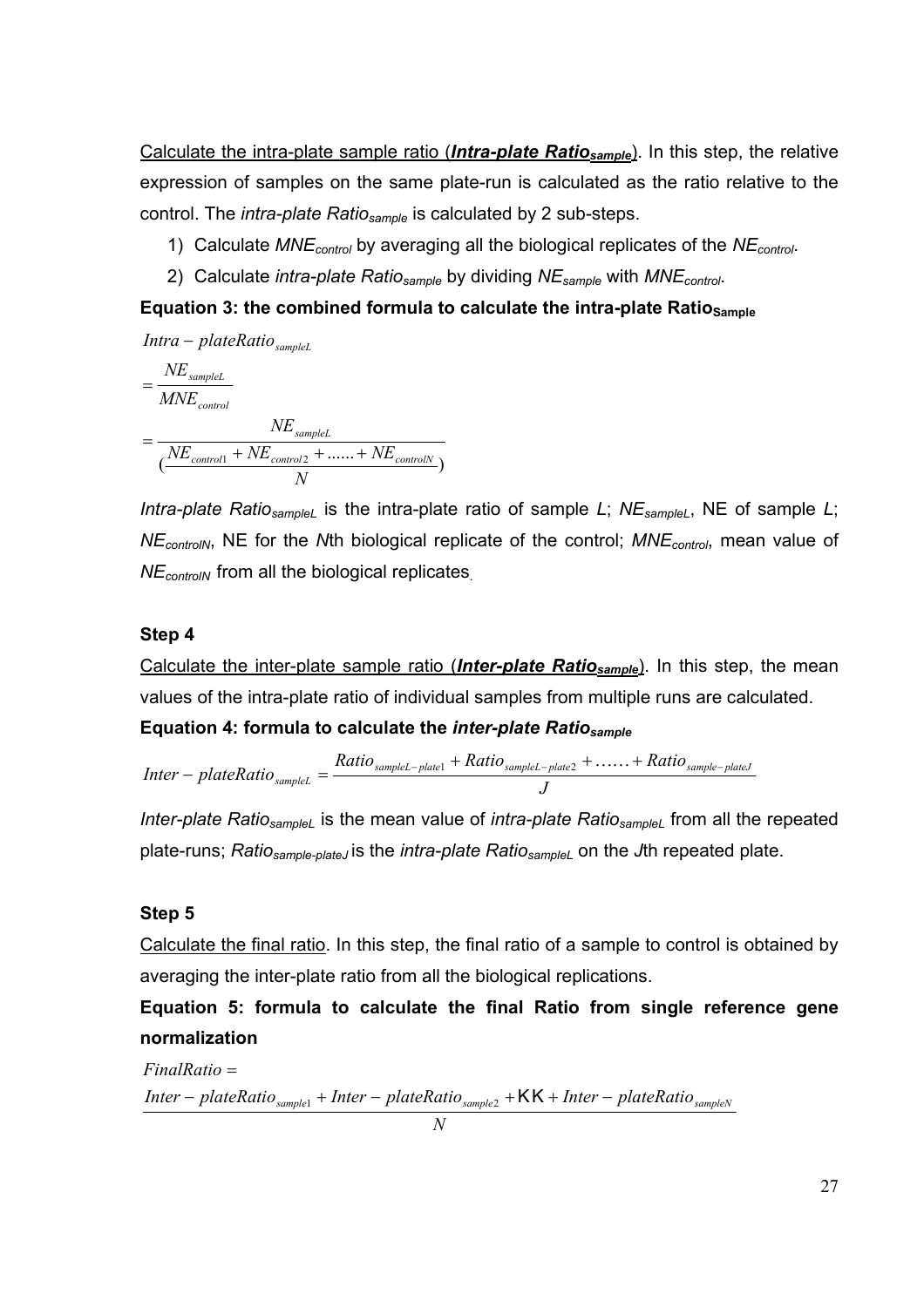Calculate the intra-plate sample ratio (***Intra-plate Ratio$_{sample}$***). In this step, the relative expression of samples on the same plate-run is calculated as the ratio relative to the control. The *intra-plate Ratio$_{sample}$* is calculated by 2 sub-steps.

1) Calculate $MNE_{control}$ by averaging all the biological replicates of the $NE_{control}$.
2) Calculate *intra-plate Ratio$_{sample}$* by dividing $NE_{sample}$ with $MNE_{control}$.

**Equation 3: the combined formula to calculate the intra-plate Ratio$_{Sample}$**

$$
\begin{aligned}
& Intra-plateRatio_{sampleL} \\
& = \frac{NE_{sampleL}}{MNE_{control}} \\
& = \frac{NE_{sampleL}}{\left(\frac{NE_{control1} + NE_{control2} + \ldots\ldots + NE_{controlN}}{N}\right)}
\end{aligned}
$$

*Intra-plate Ratio$_{sampleL}$* is the intra-plate ratio of sample *L*; $NE_{sampleL}$, NE of sample *L*; $NE_{controlN}$, NE for the *N*th biological replicate of the control; $MNE_{control}$, mean value of $NE_{controlN}$ from all the biological replicates.

**Step 4**

Calculate the inter-plate sample ratio (***Inter-plate Ratio$_{sample}$***). In this step, the mean values of the intra-plate ratio of individual samples from multiple runs are calculated.

**Equation 4: formula to calculate the *inter-plate Ratio$_{sample}$***

$$
Inter-plateRatio_{sampleL} = \frac{Ratio_{sampleL-plate1} + Ratio_{sampleL-plate2} + \ldots\ldots + Ratio_{sample-plateJ}}{J}
$$

*Inter-plate Ratio$_{sampleL}$* is the mean value of *intra-plate Ratio$_{sampleL}$* from all the repeated plate-runs; *Ratio$_{sample-plateJ}$* is the *intra-plate Ratio$_{sampleL}$* on the *J*th repeated plate.

**Step 5**

Calculate the final ratio. In this step, the final ratio of a sample to control is obtained by averaging the inter-plate ratio from all the biological replications.

**Equation 5: formula to calculate the final Ratio from single reference gene normalization**

$$
FinalRatio = \frac{Inter-plateRatio_{sample1} + Inter-plateRatio_{sample2} + \text{KK} + Inter-plateRatio_{sampleN}}{N}
$$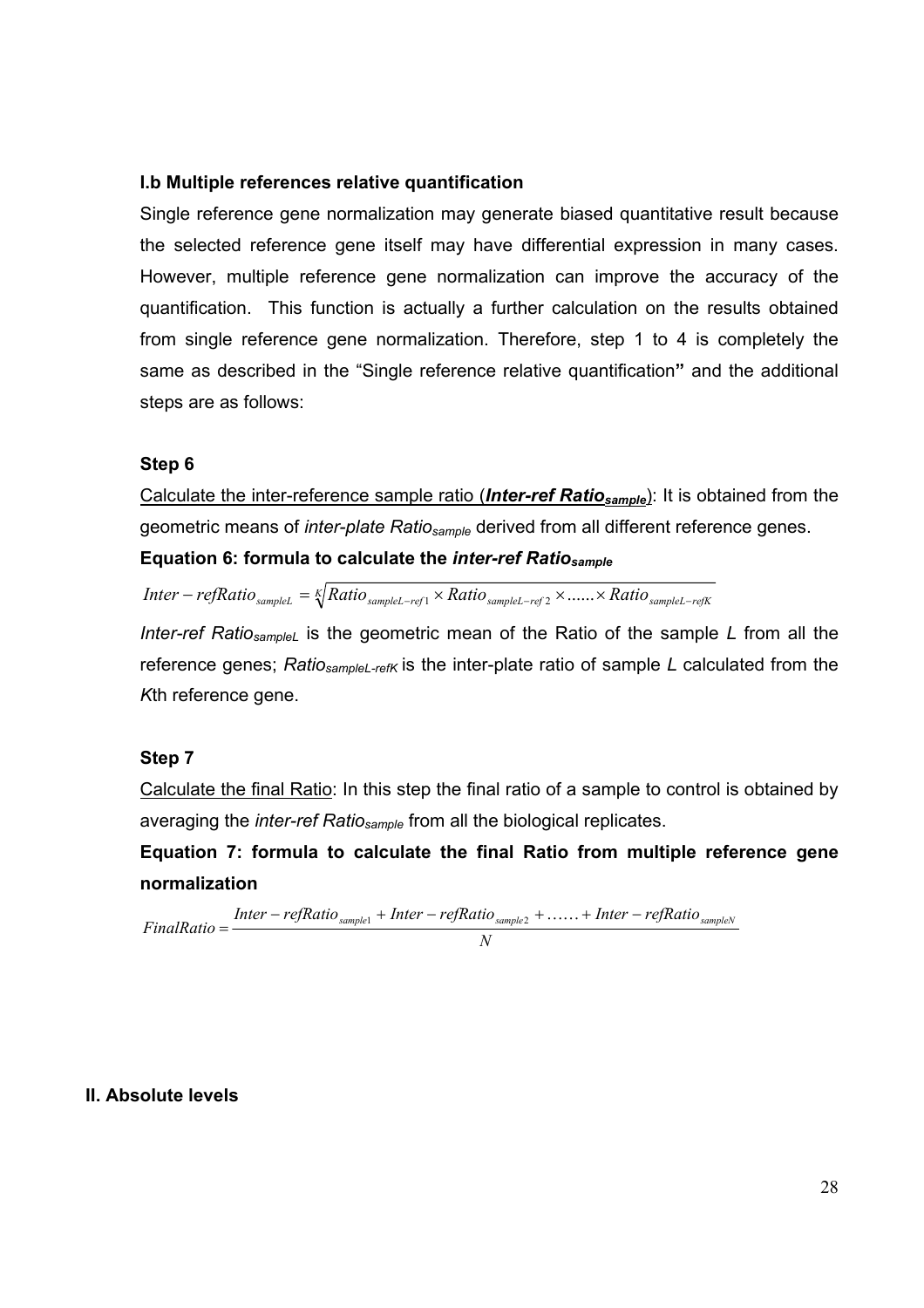### I.b Multiple references relative quantification

Single reference gene normalization may generate biased quantitative result because the selected reference gene itself may have differential expression in many cases. However, multiple reference gene normalization can improve the accuracy of the quantification. This function is actually a further calculation on the results obtained from single reference gene normalization. Therefore, step 1 to 4 is completely the same as described in the "Single reference relative quantification**"** and the additional steps are as follows:

#### Step 6

Calculate the inter-reference sample ratio (***Inter-ref Ratio$_{sample}$***): It is obtained from the geometric means of *inter-plate Ratio$_{sample}$* derived from all different reference genes.

**Equation 6: formula to calculate the *inter-ref Ratio$_{sample}$***

$$Inter-refRatio_{sampleL} = \sqrt[K]{Ratio_{sampleL-ref1} \times Ratio_{sampleL-ref2} \times ...... \times Ratio_{sampleL-refK}}$$

*Inter-ref Ratio$_{sampleL}$* is the geometric mean of the Ratio of the sample *L* from all the reference genes; *Ratio$_{sampleL-refK}$* is the inter-plate ratio of sample *L* calculated from the *K*th reference gene.

#### Step 7

Calculate the final Ratio: In this step the final ratio of a sample to control is obtained by averaging the *inter-ref Ratio$_{sample}$* from all the biological replicates.

**Equation 7: formula to calculate the final Ratio from multiple reference gene normalization**

$$FinalRatio = \frac{Inter-refRatio_{sample1} + Inter-refRatio_{sample2} + \ldots\ldots + Inter-refRatio_{sampleN}}{N}$$

### II. Absolute levels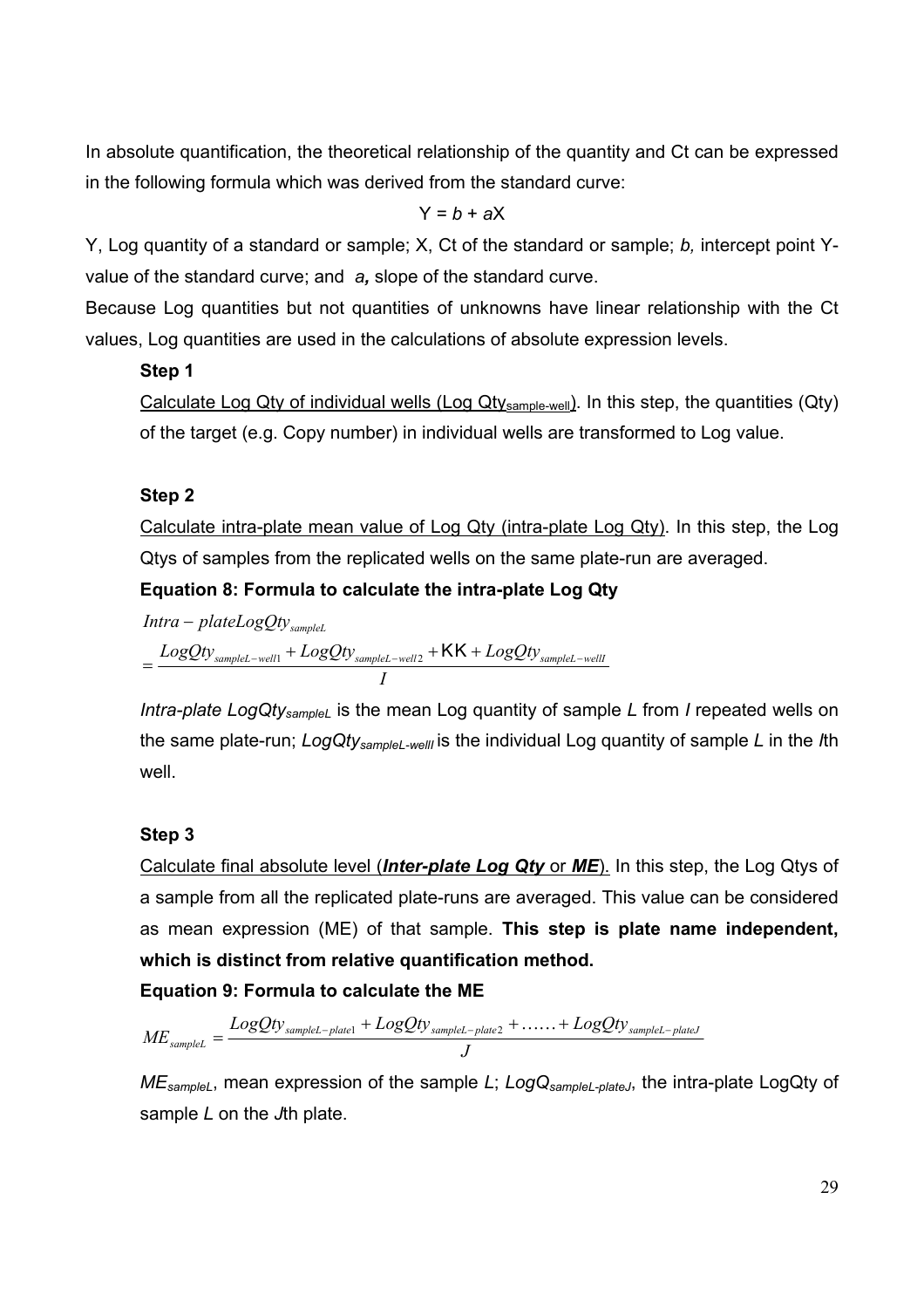In absolute quantification, the theoretical relationship of the quantity and Ct can be expressed in the following formula which was derived from the standard curve:

$$Y = b + aX$$

Y, Log quantity of a standard or sample; X, Ct of the standard or sample; *b,* intercept point Y-value of the standard curve; and *a,* slope of the standard curve.

Because Log quantities but not quantities of unknowns have linear relationship with the Ct values, Log quantities are used in the calculations of absolute expression levels.

**Step 1**

Calculate Log Qty of individual wells (Log $Qty_{sample-well}$). In this step, the quantities (Qty) of the target (e.g. Copy number) in individual wells are transformed to Log value.

**Step 2**

Calculate intra-plate mean value of Log Qty (intra-plate Log Qty). In this step, the Log Qtys of samples from the replicated wells on the same plate-run are averaged.

**Equation 8: Formula to calculate the intra-plate Log Qty**

$$Intra-plateLogQty_{sampleL} = \frac{LogQty_{sampleL-well1} + LogQty_{sampleL-well2} + \ldots + LogQty_{sampleL-wellI}}{I}$$

*Intra-plate* $LogQty_{sampleL}$ is the mean Log quantity of sample *L* from *I* repeated wells on the same plate-run; $LogQty_{sampleL-wellI}$ is the individual Log quantity of sample *L* in the *I*th well.

**Step 3**

Calculate final absolute level (***Inter-plate Log Qty*** or ***ME***). In this step, the Log Qtys of a sample from all the replicated plate-runs are averaged. This value can be considered as mean expression (ME) of that sample. **This step is plate name independent, which is distinct from relative quantification method.**

**Equation 9: Formula to calculate the ME**

$$ME_{sampleL} = \frac{LogQty_{sampleL-plate1} + LogQty_{sampleL-plate2} + \ldots\ldots + LogQty_{sampleL-plateJ}}{J}$$

$ME_{sampleL}$, mean expression of the sample *L*; $LogQ_{sampleL-plateJ}$, the intra-plate LogQty of sample *L* on the *J*th plate.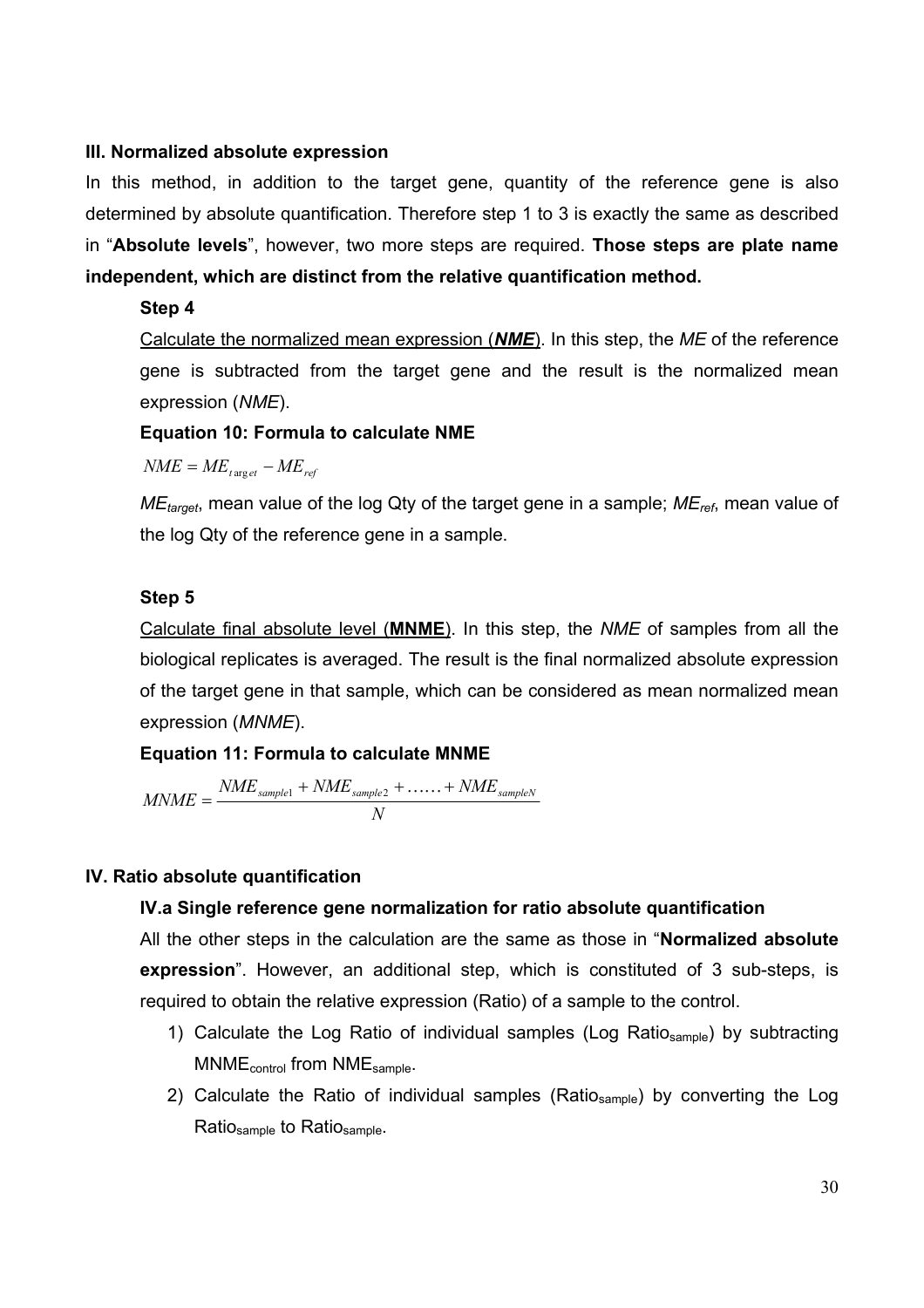### III. Normalized absolute expression

In this method, in addition to the target gene, quantity of the reference gene is also determined by absolute quantification. Therefore step 1 to 3 is exactly the same as described in "**Absolute levels**", however, two more steps are required. **Those steps are plate name independent, which are distinct from the relative quantification method.**

**Step 4**

Calculate the normalized mean expression (***NME***). In this step, the *ME* of the reference gene is subtracted from the target gene and the result is the normalized mean expression (*NME*).

**Equation 10: Formula to calculate NME**

$$NME = ME_{target} - ME_{ref}$$

$ME_{target}$, mean value of the log Qty of the target gene in a sample; $ME_{ref}$, mean value of the log Qty of the reference gene in a sample.

**Step 5**

Calculate final absolute level (**MNME**). In this step, the *NME* of samples from all the biological replicates is averaged. The result is the final normalized absolute expression of the target gene in that sample, which can be considered as mean normalized mean expression (*MNME*).

**Equation 11: Formula to calculate MNME**

$$MNME = \frac{NME_{sample1} + NME_{sample2} + \ldots\ldots + NME_{sampleN}}{N}$$

### IV. Ratio absolute quantification

#### IV.a Single reference gene normalization for ratio absolute quantification

All the other steps in the calculation are the same as those in "**Normalized absolute expression**". However, an additional step, which is constituted of 3 sub-steps, is required to obtain the relative expression (Ratio) of a sample to the control.

1) Calculate the Log Ratio of individual samples (Log $Ratio_{sample}$) by subtracting $MNME_{control}$ from $NME_{sample}$.
2) Calculate the Ratio of individual samples ($Ratio_{sample}$) by converting the Log $Ratio_{sample}$ to $Ratio_{sample}$.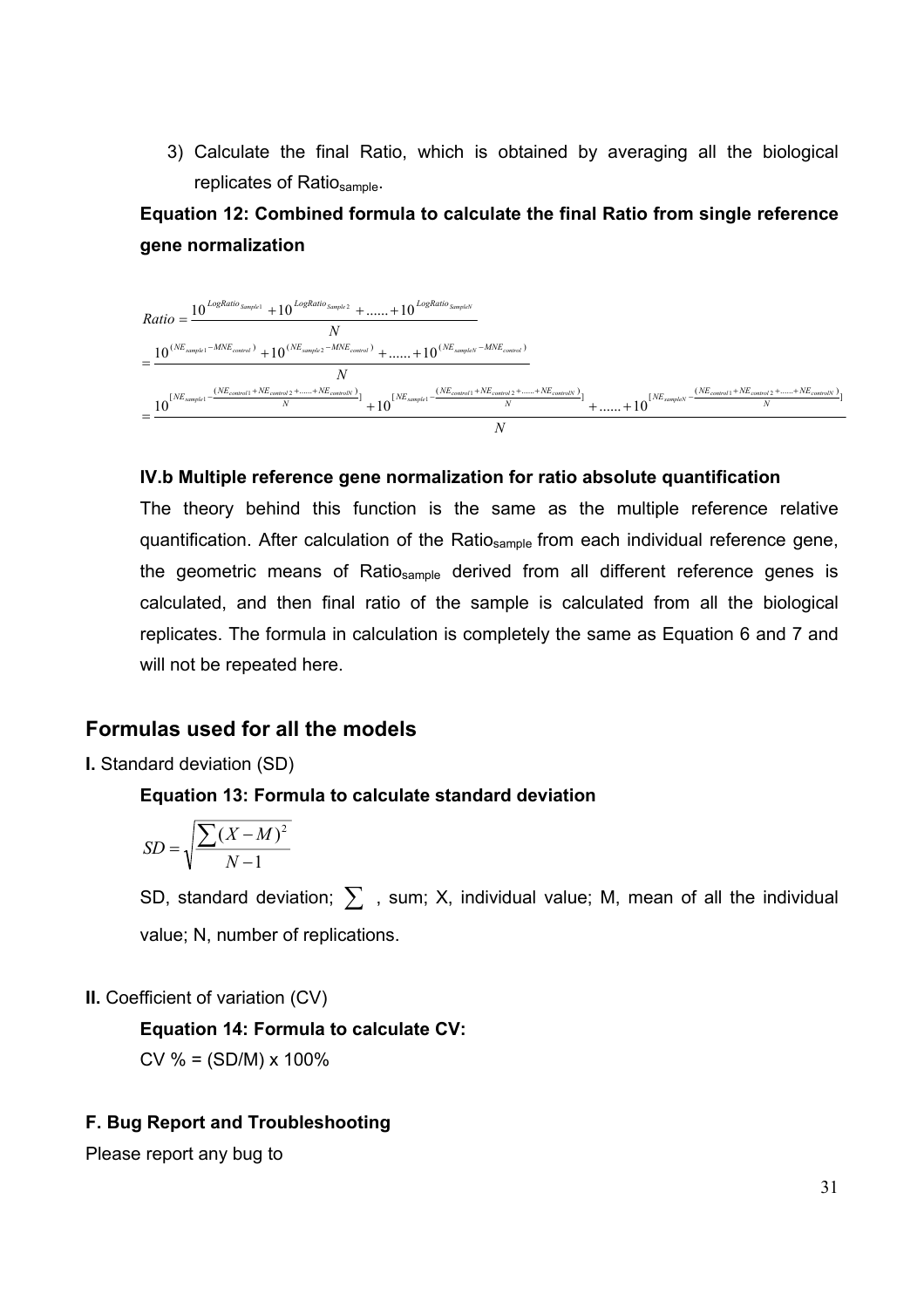3) Calculate the final Ratio, which is obtained by averaging all the biological replicates of $Ratio_{sample}$.

**Equation 12: Combined formula to calculate the final Ratio from single reference gene normalization**

$$
\begin{aligned}
Ratio &= \frac{10^{LogRatio_{Sample1}} + 10^{LogRatio_{Sample2}} + ...... + 10^{LogRatio_{SampleN}}}{N} \\
&= \frac{10^{(NE_{sample1} - MNE_{control})} + 10^{(NE_{sample2} - MNE_{control})} + ...... + 10^{(NE_{sampleN} - MNE_{control})}}{N} \\
&= \frac{10^{[NE_{sample1} - \frac{(NE_{control1} + NE_{control2} + ...... + NE_{controlN})}{N}]} + 10^{[NE_{sample1} - \frac{(NE_{control1} + NE_{control2} + ...... + NE_{controlN})}{N}]} + ...... + 10^{[NE_{sampleN} - \frac{(NE_{control1} + NE_{control2} + ...... + NE_{controlN})}{N}]}}{N}
\end{aligned}
$$

### IV.b Multiple reference gene normalization for ratio absolute quantification

The theory behind this function is the same as the multiple reference relative quantification. After calculation of the $Ratio_{sample}$ from each individual reference gene, the geometric means of $Ratio_{sample}$ derived from all different reference genes is calculated, and then final ratio of the sample is calculated from all the biological replicates. The formula in calculation is completely the same as Equation 6 and 7 and will not be repeated here.

## Formulas used for all the models

**I.** Standard deviation (SD)

**Equation 13: Formula to calculate standard deviation**

$$SD = \sqrt{\frac{\sum (X - M)^2}{N - 1}}$$

SD, standard deviation; $\sum$ , sum; X, individual value; M, mean of all the individual value; N, number of replications.

**II.** Coefficient of variation (CV)

**Equation 14: Formula to calculate CV:**

CV % = (SD/M) x 100%

### F. Bug Report and Troubleshooting

Please report any bug to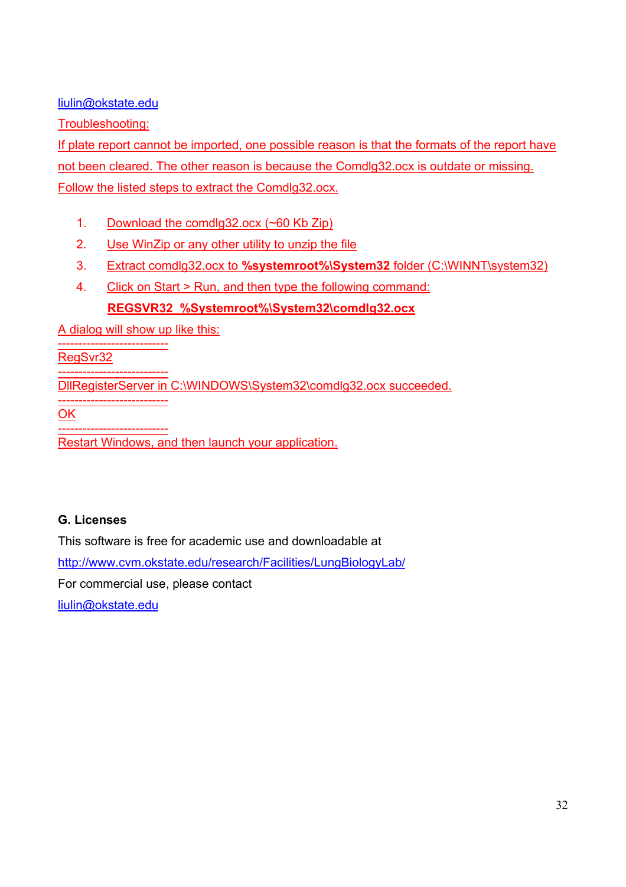liulin@okstate.edu

Troubleshooting:

If plate report cannot be imported, one possible reason is that the formats of the report have not been cleared. The other reason is because the Comdlg32.ocx is outdate or missing. Follow the listed steps to extract the Comdlg32.ocx.

1. Download the comdlg32.ocx (~60 Kb Zip)
2. Use WinZip or any other utility to unzip the file
3. Extract comdlg32.ocx to **%systemroot%\System32** folder (C:\WINNT\system32)
4. Click on Start > Run, and then type the following command:
   **REGSVR32 %Systemroot%\System32\comdlg32.ocx**

A dialog will show up like this:

---------------------------

RegSvr32

---------------------------

DllRegisterServer in C:\WINDOWS\System32\comdlg32.ocx succeeded.

---------------------------

OK

---------------------------

Restart Windows, and then launch your application.

**G. Licenses**

This software is free for academic use and downloadable at

http://www.cvm.okstate.edu/research/Facilities/LungBiologyLab/

For commercial use, please contact

liulin@okstate.edu